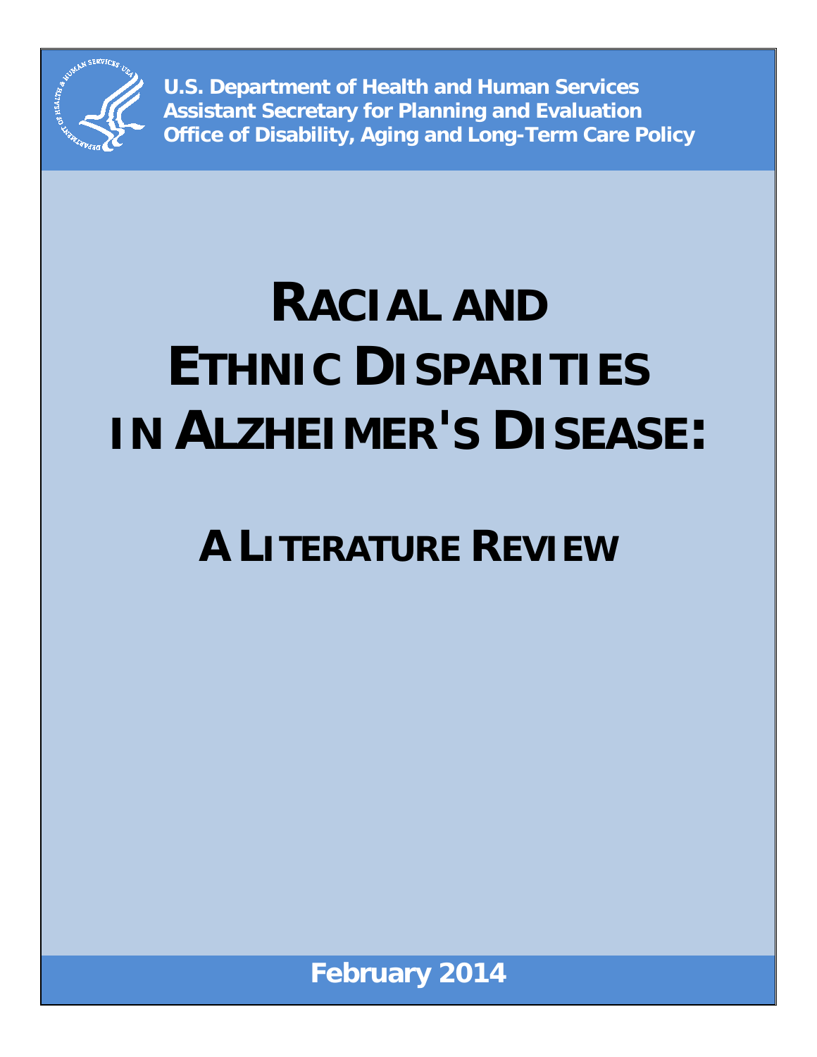**U.S. Department of Health and Human Services**
**Assistant Secretary for Planning and Evaluation**
**Office of Disability, Aging and Long-Term Care Policy**

# RACIAL AND ETHNIC DISPARITIES IN ALZHEIMER'S DISEASE:

## A LITERATURE REVIEW

**February 2014**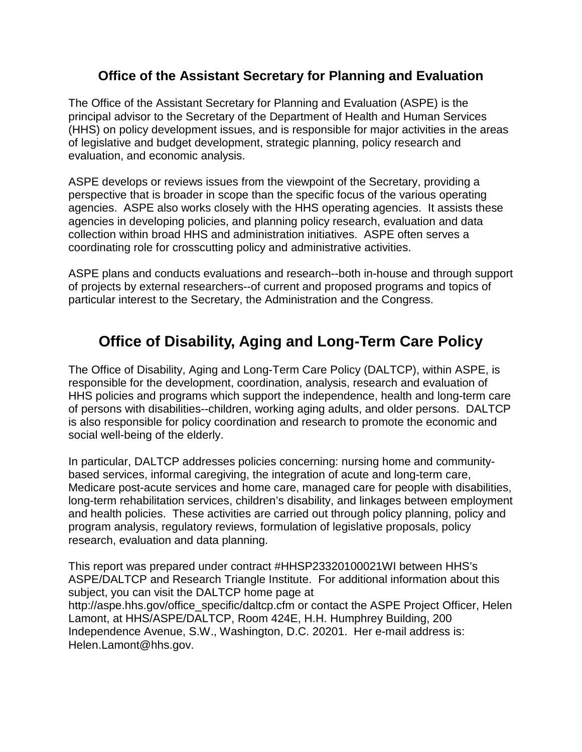## Office of the Assistant Secretary for Planning and Evaluation

The Office of the Assistant Secretary for Planning and Evaluation (ASPE) is the principal advisor to the Secretary of the Department of Health and Human Services (HHS) on policy development issues, and is responsible for major activities in the areas of legislative and budget development, strategic planning, policy research and evaluation, and economic analysis.

ASPE develops or reviews issues from the viewpoint of the Secretary, providing a perspective that is broader in scope than the specific focus of the various operating agencies. ASPE also works closely with the HHS operating agencies. It assists these agencies in developing policies, and planning policy research, evaluation and data collection within broad HHS and administration initiatives. ASPE often serves a coordinating role for crosscutting policy and administrative activities.

ASPE plans and conducts evaluations and research--both in-house and through support of projects by external researchers--of current and proposed programs and topics of particular interest to the Secretary, the Administration and the Congress.

# Office of Disability, Aging and Long-Term Care Policy

The Office of Disability, Aging and Long-Term Care Policy (DALTCP), within ASPE, is responsible for the development, coordination, analysis, research and evaluation of HHS policies and programs which support the independence, health and long-term care of persons with disabilities--children, working aging adults, and older persons. DALTCP is also responsible for policy coordination and research to promote the economic and social well-being of the elderly.

In particular, DALTCP addresses policies concerning: nursing home and community-based services, informal caregiving, the integration of acute and long-term care, Medicare post-acute services and home care, managed care for people with disabilities, long-term rehabilitation services, children's disability, and linkages between employment and health policies. These activities are carried out through policy planning, policy and program analysis, regulatory reviews, formulation of legislative proposals, policy research, evaluation and data planning.

This report was prepared under contract #HHSP23320100021WI between HHS's ASPE/DALTCP and Research Triangle Institute. For additional information about this subject, you can visit the DALTCP home page at http://aspe.hhs.gov/office_specific/daltcp.cfm or contact the ASPE Project Officer, Helen Lamont, at HHS/ASPE/DALTCP, Room 424E, H.H. Humphrey Building, 200 Independence Avenue, S.W., Washington, D.C. 20201. Her e-mail address is: Helen.Lamont@hhs.gov.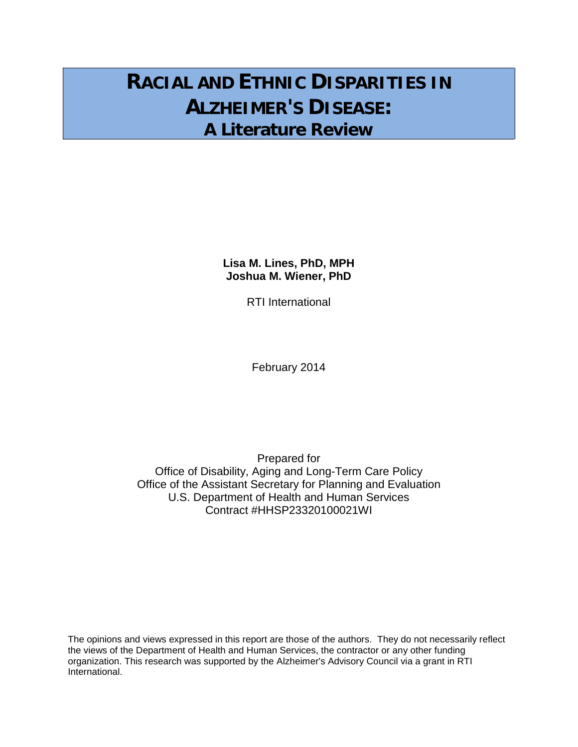# RACIAL AND ETHNIC DISPARITIES IN ALZHEIMER'S DISEASE:

## A Literature Review

**Lisa M. Lines, PhD, MPH**
**Joshua M. Wiener, PhD**

RTI International

February 2014

Prepared for
Office of Disability, Aging and Long-Term Care Policy
Office of the Assistant Secretary for Planning and Evaluation
U.S. Department of Health and Human Services
Contract #HHSP23320100021WI

The opinions and views expressed in this report are those of the authors. They do not necessarily reflect the views of the Department of Health and Human Services, the contractor or any other funding organization. This research was supported by the Alzheimer's Advisory Council via a grant in RTI International.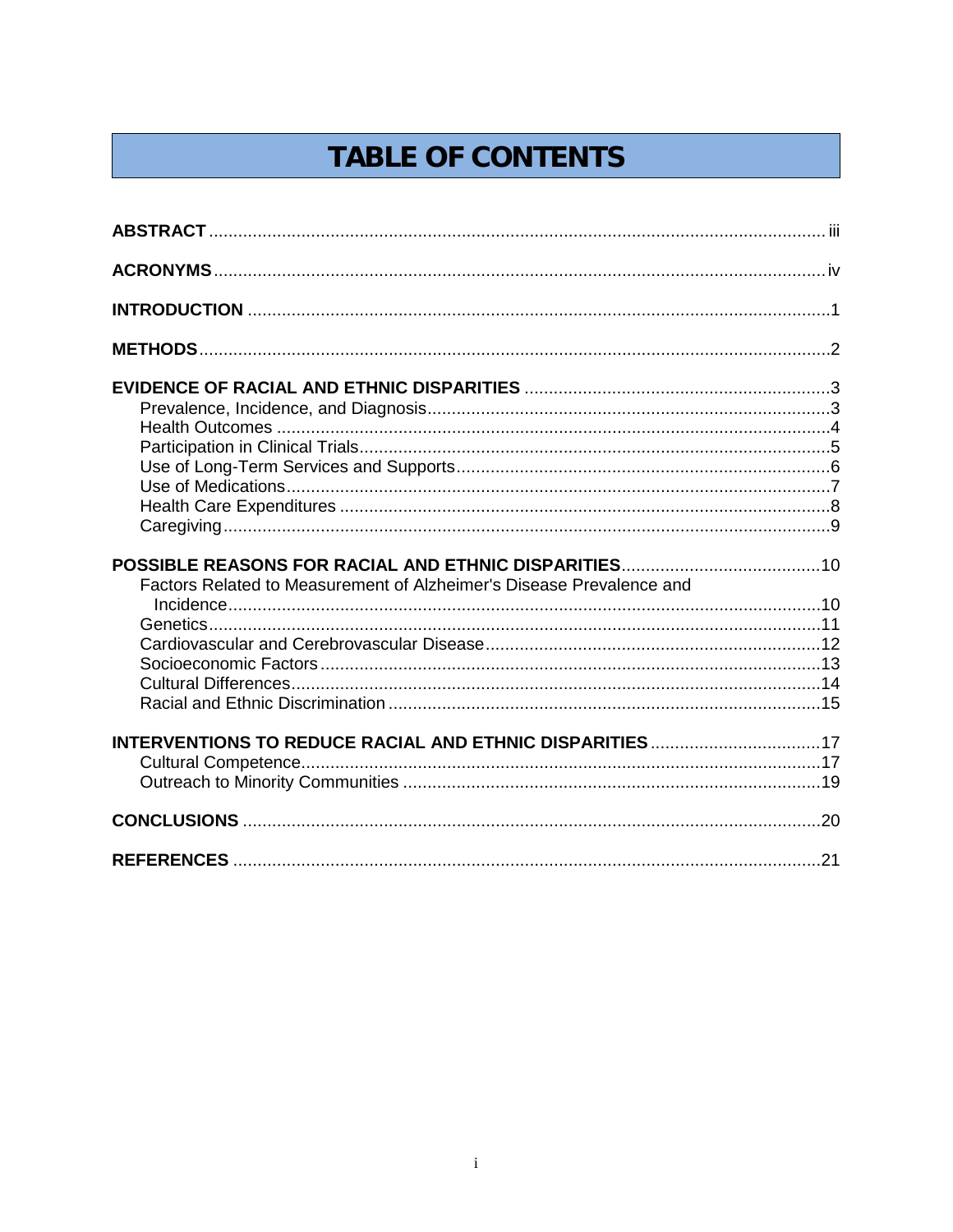# TABLE OF CONTENTS

**ABSTRACT** ........ iii

**ACRONYMS** ........ iv

**INTRODUCTION** ........ 1

**METHODS** ........ 2

**EVIDENCE OF RACIAL AND ETHNIC DISPARITIES** ........ 3
- Prevalence, Incidence, and Diagnosis ........ 3
- Health Outcomes ........ 4
- Participation in Clinical Trials ........ 5
- Use of Long-Term Services and Supports ........ 6
- Use of Medications ........ 7
- Health Care Expenditures ........ 8
- Caregiving ........ 9

**POSSIBLE REASONS FOR RACIAL AND ETHNIC DISPARITIES** ........ 10
- Factors Related to Measurement of Alzheimer's Disease Prevalence and Incidence ........ 10
- Genetics ........ 11
- Cardiovascular and Cerebrovascular Disease ........ 12
- Socioeconomic Factors ........ 13
- Cultural Differences ........ 14
- Racial and Ethnic Discrimination ........ 15

**INTERVENTIONS TO REDUCE RACIAL AND ETHNIC DISPARITIES** ........ 17
- Cultural Competence ........ 17
- Outreach to Minority Communities ........ 19

**CONCLUSIONS** ........ 20

**REFERENCES** ........ 21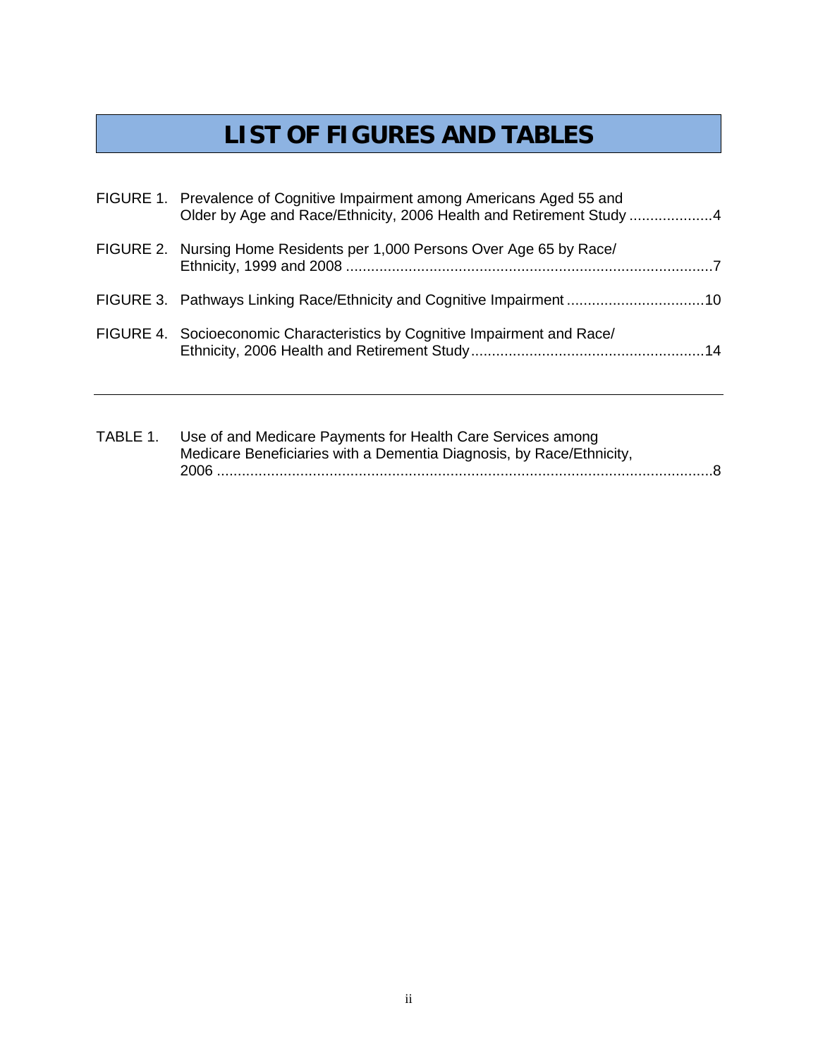# LIST OF FIGURES AND TABLES

FIGURE 1. Prevalence of Cognitive Impairment among Americans Aged 55 and Older by Age and Race/Ethnicity, 2006 Health and Retirement Study ....................4

FIGURE 2. Nursing Home Residents per 1,000 Persons Over Age 65 by Race/ Ethnicity, 1999 and 2008 ........................................................................................7

FIGURE 3. Pathways Linking Race/Ethnicity and Cognitive Impairment .................................10

FIGURE 4. Socioeconomic Characteristics by Cognitive Impairment and Race/ Ethnicity, 2006 Health and Retirement Study........................................................14

---

TABLE 1. Use of and Medicare Payments for Health Care Services among Medicare Beneficiaries with a Dementia Diagnosis, by Race/Ethnicity, 2006 .......................................................................................................................8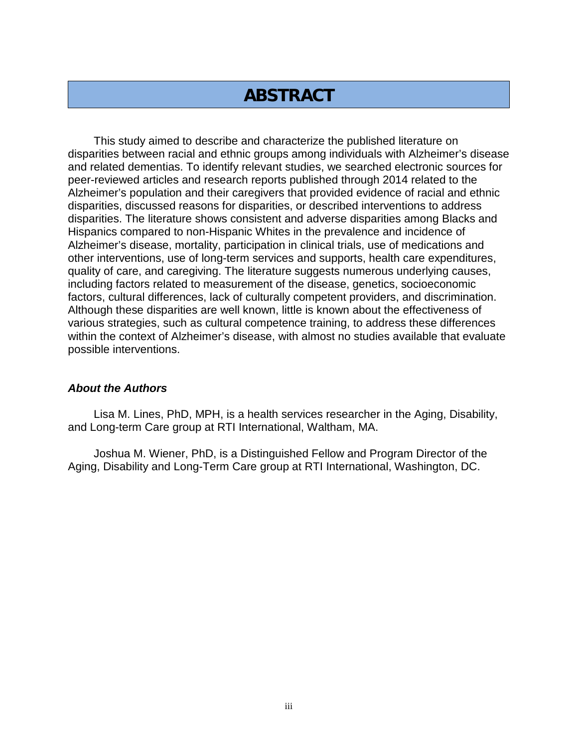# ABSTRACT

This study aimed to describe and characterize the published literature on disparities between racial and ethnic groups among individuals with Alzheimer's disease and related dementias. To identify relevant studies, we searched electronic sources for peer-reviewed articles and research reports published through 2014 related to the Alzheimer's population and their caregivers that provided evidence of racial and ethnic disparities, discussed reasons for disparities, or described interventions to address disparities. The literature shows consistent and adverse disparities among Blacks and Hispanics compared to non-Hispanic Whites in the prevalence and incidence of Alzheimer's disease, mortality, participation in clinical trials, use of medications and other interventions, use of long-term services and supports, health care expenditures, quality of care, and caregiving. The literature suggests numerous underlying causes, including factors related to measurement of the disease, genetics, socioeconomic factors, cultural differences, lack of culturally competent providers, and discrimination. Although these disparities are well known, little is known about the effectiveness of various strategies, such as cultural competence training, to address these differences within the context of Alzheimer's disease, with almost no studies available that evaluate possible interventions.

### *About the Authors*

Lisa M. Lines, PhD, MPH, is a health services researcher in the Aging, Disability, and Long-term Care group at RTI International, Waltham, MA.

Joshua M. Wiener, PhD, is a Distinguished Fellow and Program Director of the Aging, Disability and Long-Term Care group at RTI International, Washington, DC.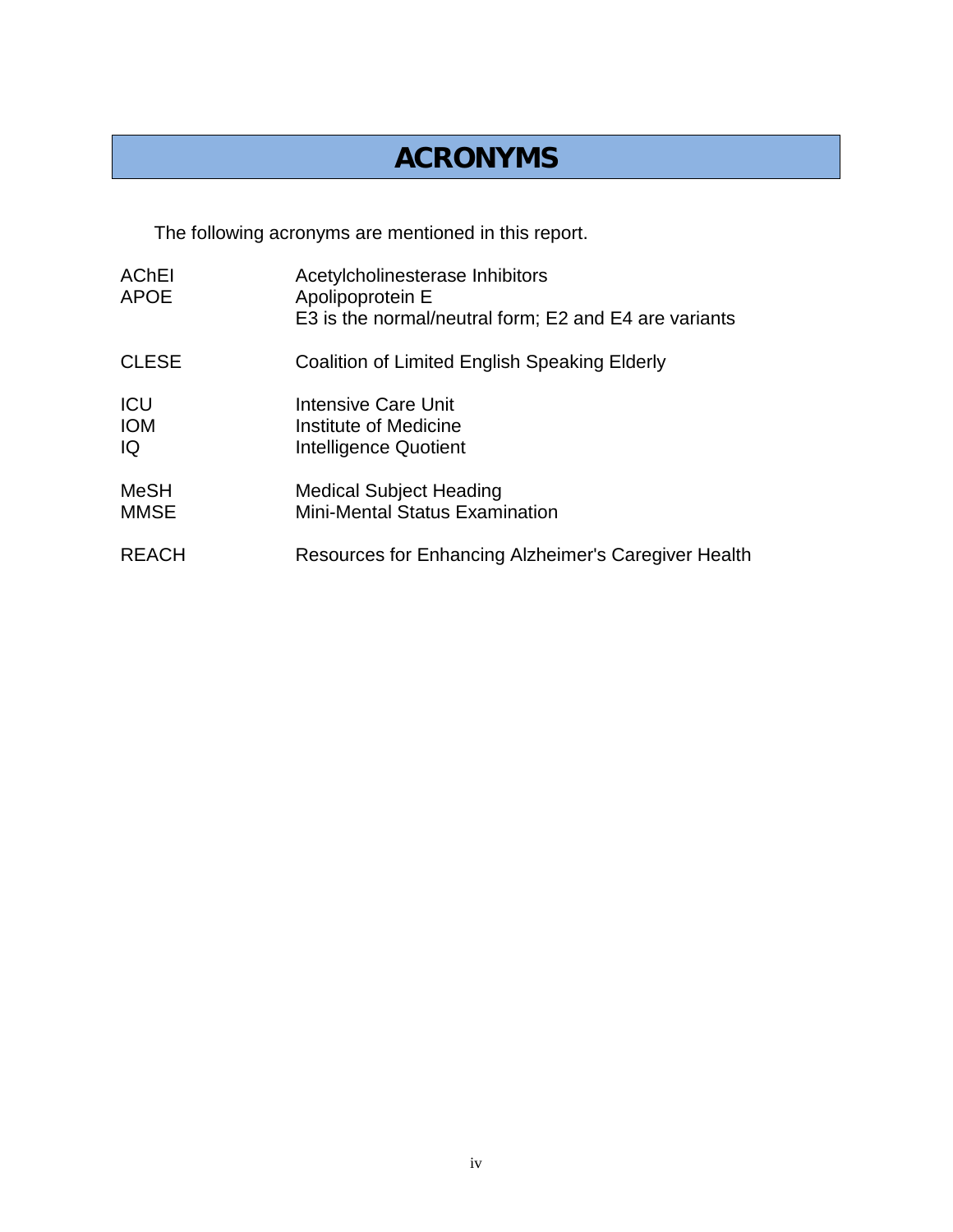# ACRONYMS

The following acronyms are mentioned in this report.

| | |
|---|---|
| AChEI | Acetylcholinesterase Inhibitors |
| APOE | Apolipoprotein E<br>E3 is the normal/neutral form; E2 and E4 are variants |
| CLESE | Coalition of Limited English Speaking Elderly |
| ICU | Intensive Care Unit |
| IOM | Institute of Medicine |
| IQ | Intelligence Quotient |
| MeSH | Medical Subject Heading |
| MMSE | Mini-Mental Status Examination |
| REACH | Resources for Enhancing Alzheimer's Caregiver Health |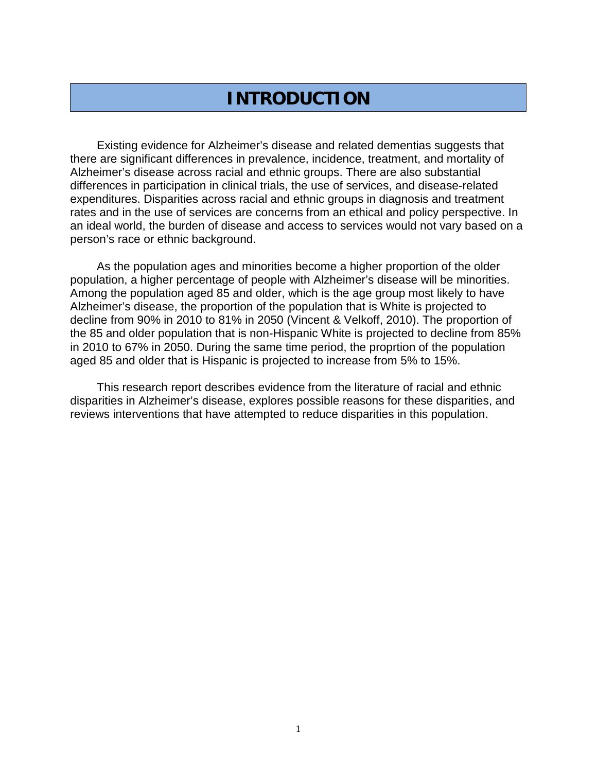# INTRODUCTION

Existing evidence for Alzheimer's disease and related dementias suggests that there are significant differences in prevalence, incidence, treatment, and mortality of Alzheimer's disease across racial and ethnic groups. There are also substantial differences in participation in clinical trials, the use of services, and disease-related expenditures. Disparities across racial and ethnic groups in diagnosis and treatment rates and in the use of services are concerns from an ethical and policy perspective. In an ideal world, the burden of disease and access to services would not vary based on a person's race or ethnic background.

As the population ages and minorities become a higher proportion of the older population, a higher percentage of people with Alzheimer's disease will be minorities. Among the population aged 85 and older, which is the age group most likely to have Alzheimer's disease, the proportion of the population that is White is projected to decline from 90% in 2010 to 81% in 2050 (Vincent & Velkoff, 2010). The proportion of the 85 and older population that is non-Hispanic White is projected to decline from 85% in 2010 to 67% in 2050. During the same time period, the proprtion of the population aged 85 and older that is Hispanic is projected to increase from 5% to 15%.

This research report describes evidence from the literature of racial and ethnic disparities in Alzheimer's disease, explores possible reasons for these disparities, and reviews interventions that have attempted to reduce disparities in this population.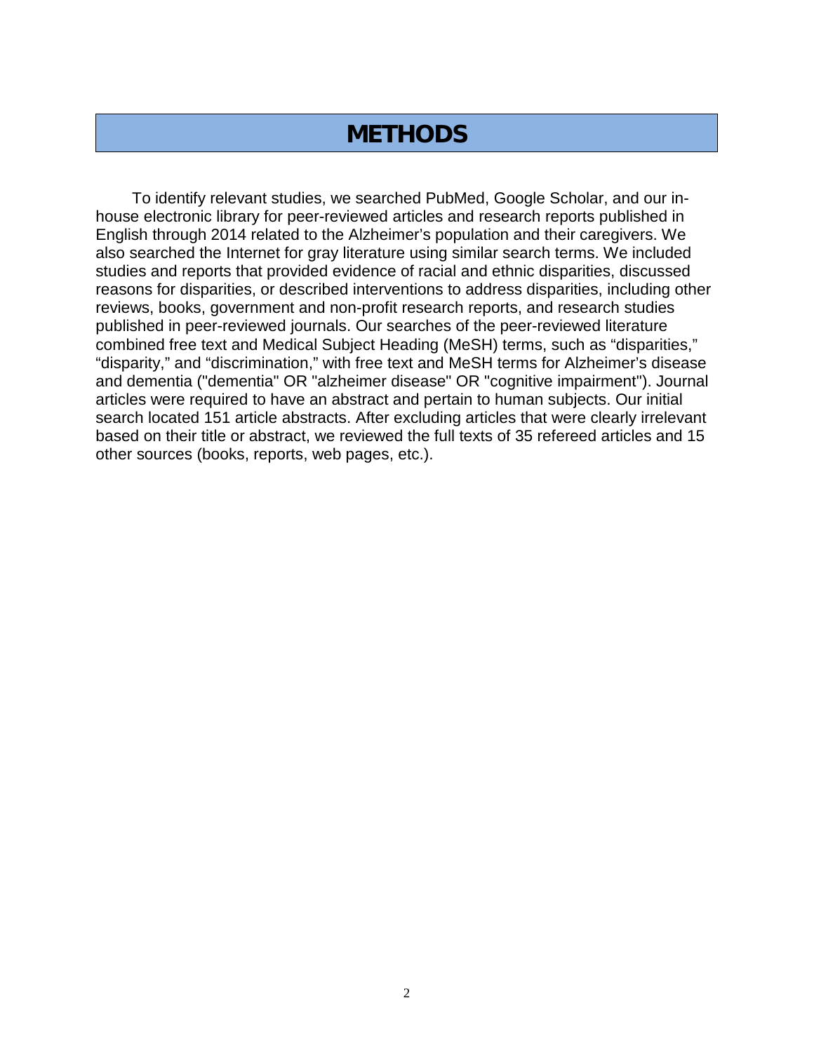# METHODS

To identify relevant studies, we searched PubMed, Google Scholar, and our in-house electronic library for peer-reviewed articles and research reports published in English through 2014 related to the Alzheimer's population and their caregivers. We also searched the Internet for gray literature using similar search terms. We included studies and reports that provided evidence of racial and ethnic disparities, discussed reasons for disparities, or described interventions to address disparities, including other reviews, books, government and non-profit research reports, and research studies published in peer-reviewed journals. Our searches of the peer-reviewed literature combined free text and Medical Subject Heading (MeSH) terms, such as "disparities," "disparity," and "discrimination," with free text and MeSH terms for Alzheimer's disease and dementia ("dementia" OR "alzheimer disease" OR "cognitive impairment"). Journal articles were required to have an abstract and pertain to human subjects. Our initial search located 151 article abstracts. After excluding articles that were clearly irrelevant based on their title or abstract, we reviewed the full texts of 35 refereed articles and 15 other sources (books, reports, web pages, etc.).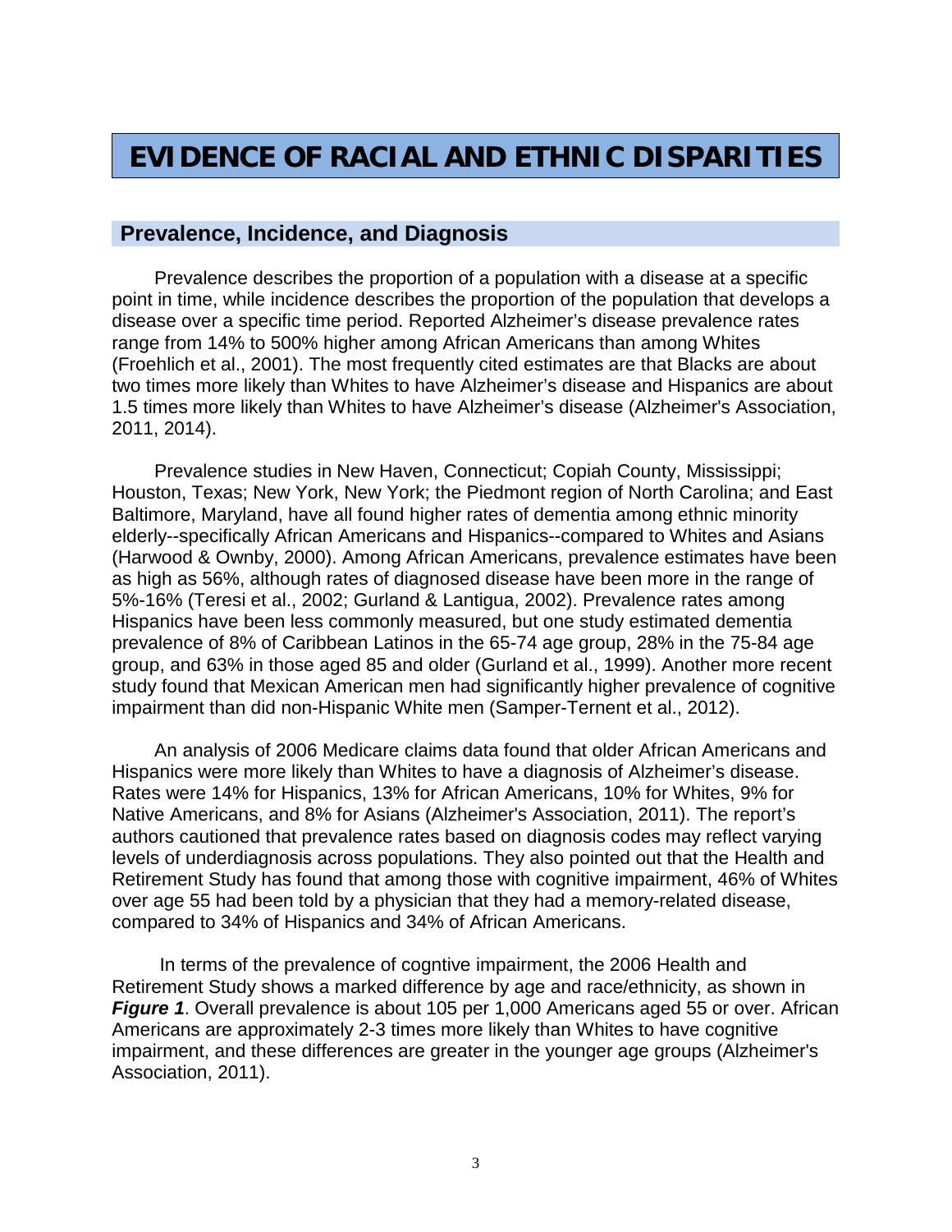# EVIDENCE OF RACIAL AND ETHNIC DISPARITIES

## Prevalence, Incidence, and Diagnosis

Prevalence describes the proportion of a population with a disease at a specific point in time, while incidence describes the proportion of the population that develops a disease over a specific time period. Reported Alzheimer's disease prevalence rates range from 14% to 500% higher among African Americans than among Whites (Froehlich et al., 2001). The most frequently cited estimates are that Blacks are about two times more likely than Whites to have Alzheimer's disease and Hispanics are about 1.5 times more likely than Whites to have Alzheimer's disease (Alzheimer's Association, 2011, 2014).

Prevalence studies in New Haven, Connecticut; Copiah County, Mississippi; Houston, Texas; New York, New York; the Piedmont region of North Carolina; and East Baltimore, Maryland, have all found higher rates of dementia among ethnic minority elderly--specifically African Americans and Hispanics--compared to Whites and Asians (Harwood & Ownby, 2000). Among African Americans, prevalence estimates have been as high as 56%, although rates of diagnosed disease have been more in the range of 5%-16% (Teresi et al., 2002; Gurland & Lantigua, 2002). Prevalence rates among Hispanics have been less commonly measured, but one study estimated dementia prevalence of 8% of Caribbean Latinos in the 65-74 age group, 28% in the 75-84 age group, and 63% in those aged 85 and older (Gurland et al., 1999). Another more recent study found that Mexican American men had significantly higher prevalence of cognitive impairment than did non-Hispanic White men (Samper-Ternent et al., 2012).

An analysis of 2006 Medicare claims data found that older African Americans and Hispanics were more likely than Whites to have a diagnosis of Alzheimer's disease. Rates were 14% for Hispanics, 13% for African Americans, 10% for Whites, 9% for Native Americans, and 8% for Asians (Alzheimer's Association, 2011). The report's authors cautioned that prevalence rates based on diagnosis codes may reflect varying levels of underdiagnosis across populations. They also pointed out that the Health and Retirement Study has found that among those with cognitive impairment, 46% of Whites over age 55 had been told by a physician that they had a memory-related disease, compared to 34% of Hispanics and 34% of African Americans.

In terms of the prevalence of cogntive impairment, the 2006 Health and Retirement Study shows a marked difference by age and race/ethnicity, as shown in ***Figure 1***. Overall prevalence is about 105 per 1,000 Americans aged 55 or over. African Americans are approximately 2-3 times more likely than Whites to have cognitive impairment, and these differences are greater in the younger age groups (Alzheimer's Association, 2011).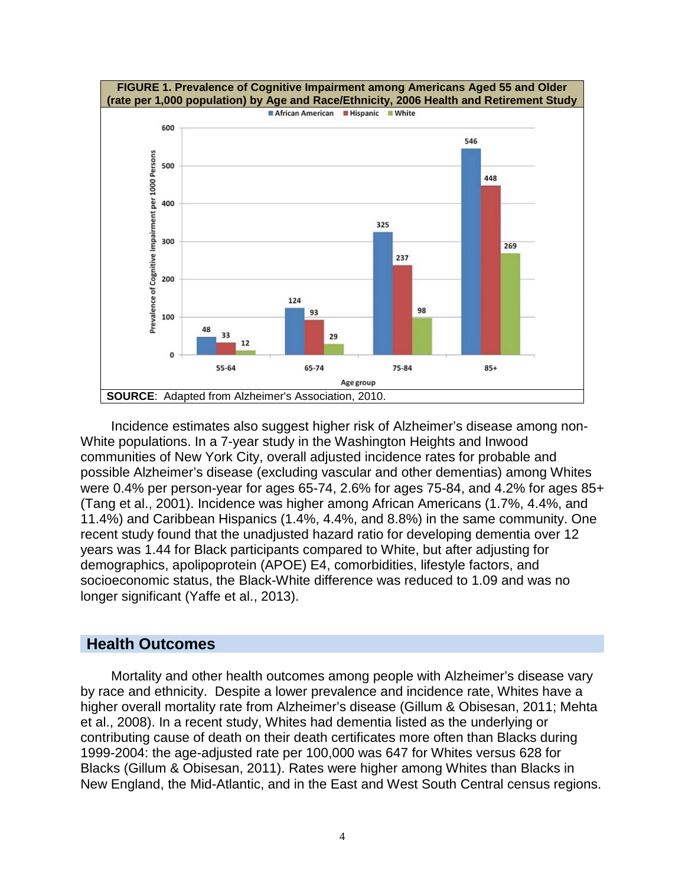**FIGURE 1. Prevalence of Cognitive Impairment among Americans Aged 55 and Older (rate per 1,000 population) by Age and Race/Ethnicity, 2006 Health and Retirement Study**

| Age group | African American | Hispanic | White |
|---|---|---|---|
| 55-64 | 48 | 33 | 12 |
| 65-74 | 124 | 93 | 29 |
| 75-84 | 325 | 237 | 98 |
| 85+ | 546 | 448 | 269 |

**SOURCE**: Adapted from Alzheimer's Association, 2010.

Incidence estimates also suggest higher risk of Alzheimer's disease among non-White populations. In a 7-year study in the Washington Heights and Inwood communities of New York City, overall adjusted incidence rates for probable and possible Alzheimer's disease (excluding vascular and other dementias) among Whites were 0.4% per person-year for ages 65-74, 2.6% for ages 75-84, and 4.2% for ages 85+ (Tang et al., 2001). Incidence was higher among African Americans (1.7%, 4.4%, and 11.4%) and Caribbean Hispanics (1.4%, 4.4%, and 8.8%) in the same community. One recent study found that the unadjusted hazard ratio for developing dementia over 12 years was 1.44 for Black participants compared to White, but after adjusting for demographics, apolipoprotein (APOE) E4, comorbidities, lifestyle factors, and socioeconomic status, the Black-White difference was reduced to 1.09 and was no longer significant (Yaffe et al., 2013).

## Health Outcomes

Mortality and other health outcomes among people with Alzheimer's disease vary by race and ethnicity. Despite a lower prevalence and incidence rate, Whites have a higher overall mortality rate from Alzheimer's disease (Gillum & Obisesan, 2011; Mehta et al., 2008). In a recent study, Whites had dementia listed as the underlying or contributing cause of death on their death certificates more often than Blacks during 1999-2004: the age-adjusted rate per 100,000 was 647 for Whites versus 628 for Blacks (Gillum & Obisesan, 2011). Rates were higher among Whites than Blacks in New England, the Mid-Atlantic, and in the East and West South Central census regions.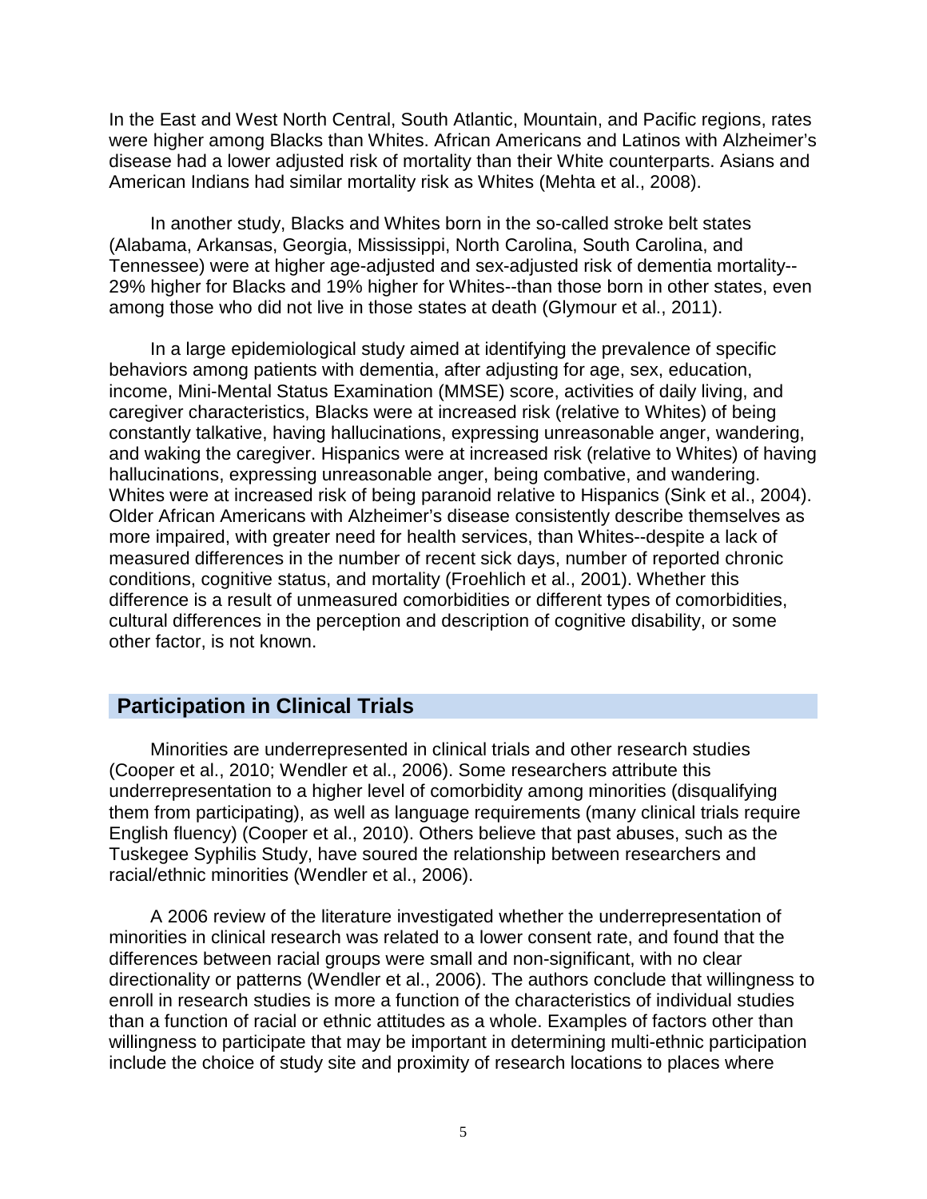In the East and West North Central, South Atlantic, Mountain, and Pacific regions, rates were higher among Blacks than Whites. African Americans and Latinos with Alzheimer's disease had a lower adjusted risk of mortality than their White counterparts. Asians and American Indians had similar mortality risk as Whites (Mehta et al., 2008).

In another study, Blacks and Whites born in the so-called stroke belt states (Alabama, Arkansas, Georgia, Mississippi, North Carolina, South Carolina, and Tennessee) were at higher age-adjusted and sex-adjusted risk of dementia mortality--29% higher for Blacks and 19% higher for Whites--than those born in other states, even among those who did not live in those states at death (Glymour et al., 2011).

In a large epidemiological study aimed at identifying the prevalence of specific behaviors among patients with dementia, after adjusting for age, sex, education, income, Mini-Mental Status Examination (MMSE) score, activities of daily living, and caregiver characteristics, Blacks were at increased risk (relative to Whites) of being constantly talkative, having hallucinations, expressing unreasonable anger, wandering, and waking the caregiver. Hispanics were at increased risk (relative to Whites) of having hallucinations, expressing unreasonable anger, being combative, and wandering. Whites were at increased risk of being paranoid relative to Hispanics (Sink et al., 2004). Older African Americans with Alzheimer's disease consistently describe themselves as more impaired, with greater need for health services, than Whites--despite a lack of measured differences in the number of recent sick days, number of reported chronic conditions, cognitive status, and mortality (Froehlich et al., 2001). Whether this difference is a result of unmeasured comorbidities or different types of comorbidities, cultural differences in the perception and description of cognitive disability, or some other factor, is not known.

## Participation in Clinical Trials

Minorities are underrepresented in clinical trials and other research studies (Cooper et al., 2010; Wendler et al., 2006). Some researchers attribute this underrepresentation to a higher level of comorbidity among minorities (disqualifying them from participating), as well as language requirements (many clinical trials require English fluency) (Cooper et al., 2010). Others believe that past abuses, such as the Tuskegee Syphilis Study, have soured the relationship between researchers and racial/ethnic minorities (Wendler et al., 2006).

A 2006 review of the literature investigated whether the underrepresentation of minorities in clinical research was related to a lower consent rate, and found that the differences between racial groups were small and non-significant, with no clear directionality or patterns (Wendler et al., 2006). The authors conclude that willingness to enroll in research studies is more a function of the characteristics of individual studies than a function of racial or ethnic attitudes as a whole. Examples of factors other than willingness to participate that may be important in determining multi-ethnic participation include the choice of study site and proximity of research locations to places where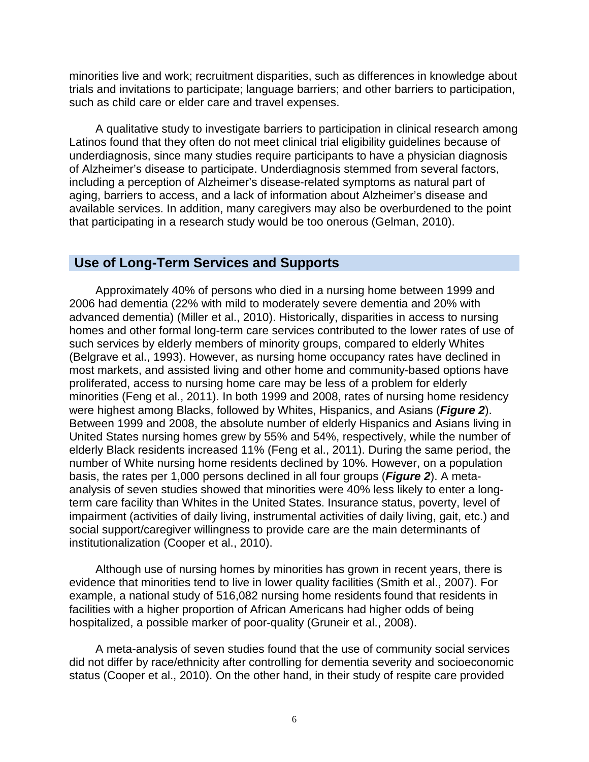minorities live and work; recruitment disparities, such as differences in knowledge about trials and invitations to participate; language barriers; and other barriers to participation, such as child care or elder care and travel expenses.

A qualitative study to investigate barriers to participation in clinical research among Latinos found that they often do not meet clinical trial eligibility guidelines because of underdiagnosis, since many studies require participants to have a physician diagnosis of Alzheimer's disease to participate. Underdiagnosis stemmed from several factors, including a perception of Alzheimer's disease-related symptoms as natural part of aging, barriers to access, and a lack of information about Alzheimer's disease and available services. In addition, many caregivers may also be overburdened to the point that participating in a research study would be too onerous (Gelman, 2010).

## Use of Long-Term Services and Supports

Approximately 40% of persons who died in a nursing home between 1999 and 2006 had dementia (22% with mild to moderately severe dementia and 20% with advanced dementia) (Miller et al., 2010). Historically, disparities in access to nursing homes and other formal long-term care services contributed to the lower rates of use of such services by elderly members of minority groups, compared to elderly Whites (Belgrave et al., 1993). However, as nursing home occupancy rates have declined in most markets, and assisted living and other home and community-based options have proliferated, access to nursing home care may be less of a problem for elderly minorities (Feng et al., 2011). In both 1999 and 2008, rates of nursing home residency were highest among Blacks, followed by Whites, Hispanics, and Asians (***Figure 2***). Between 1999 and 2008, the absolute number of elderly Hispanics and Asians living in United States nursing homes grew by 55% and 54%, respectively, while the number of elderly Black residents increased 11% (Feng et al., 2011). During the same period, the number of White nursing home residents declined by 10%. However, on a population basis, the rates per 1,000 persons declined in all four groups (***Figure 2***). A meta-analysis of seven studies showed that minorities were 40% less likely to enter a long-term care facility than Whites in the United States. Insurance status, poverty, level of impairment (activities of daily living, instrumental activities of daily living, gait, etc.) and social support/caregiver willingness to provide care are the main determinants of institutionalization (Cooper et al., 2010).

Although use of nursing homes by minorities has grown in recent years, there is evidence that minorities tend to live in lower quality facilities (Smith et al., 2007). For example, a national study of 516,082 nursing home residents found that residents in facilities with a higher proportion of African Americans had higher odds of being hospitalized, a possible marker of poor-quality (Gruneir et al., 2008).

A meta-analysis of seven studies found that the use of community social services did not differ by race/ethnicity after controlling for dementia severity and socioeconomic status (Cooper et al., 2010). On the other hand, in their study of respite care provided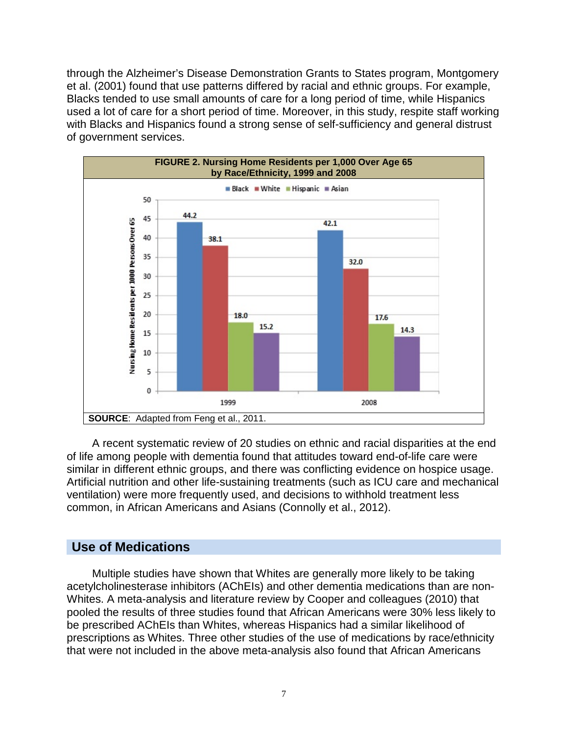through the Alzheimer's Disease Demonstration Grants to States program, Montgomery et al. (2001) found that use patterns differed by racial and ethnic groups. For example, Blacks tended to use small amounts of care for a long period of time, while Hispanics used a lot of care for a short period of time. Moreover, in this study, respite staff working with Blacks and Hispanics found a strong sense of self-sufficiency and general distrust of government services.

**FIGURE 2. Nursing Home Residents per 1,000 Over Age 65 by Race/Ethnicity, 1999 and 2008**

| Year | Black | White | Hispanic | Asian |
|---|---|---|---|---|
| 1999 | 44.2 | 38.1 | 18.0 | 15.2 |
| 2008 | 42.1 | 32.0 | 17.6 | 14.3 |

**SOURCE**: Adapted from Feng et al., 2011.

A recent systematic review of 20 studies on ethnic and racial disparities at the end of life among people with dementia found that attitudes toward end-of-life care were similar in different ethnic groups, and there was conflicting evidence on hospice usage. Artificial nutrition and other life-sustaining treatments (such as ICU care and mechanical ventilation) were more frequently used, and decisions to withhold treatment less common, in African Americans and Asians (Connolly et al., 2012).

## Use of Medications

Multiple studies have shown that Whites are generally more likely to be taking acetylcholinesterase inhibitors (AChEIs) and other dementia medications than are non-Whites. A meta-analysis and literature review by Cooper and colleagues (2010) that pooled the results of three studies found that African Americans were 30% less likely to be prescribed AChEIs than Whites, whereas Hispanics had a similar likelihood of prescriptions as Whites. Three other studies of the use of medications by race/ethnicity that were not included in the above meta-analysis also found that African Americans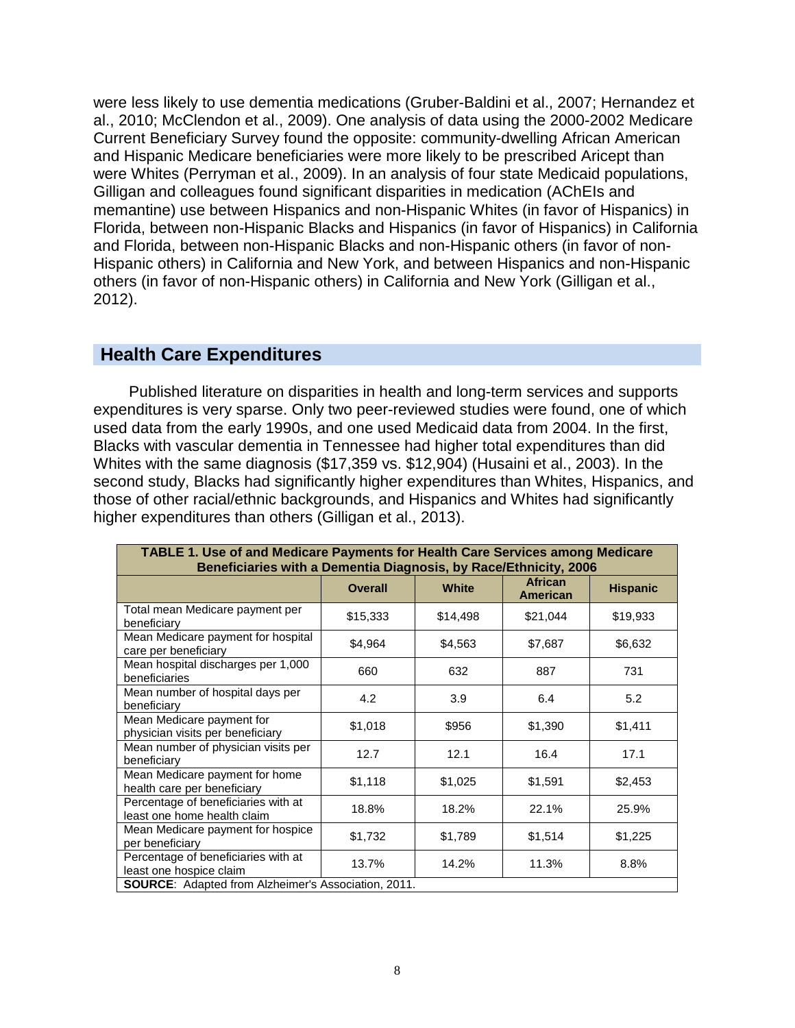were less likely to use dementia medications (Gruber-Baldini et al., 2007; Hernandez et al., 2010; McClendon et al., 2009). One analysis of data using the 2000-2002 Medicare Current Beneficiary Survey found the opposite: community-dwelling African American and Hispanic Medicare beneficiaries were more likely to be prescribed Aricept than were Whites (Perryman et al., 2009). In an analysis of four state Medicaid populations, Gilligan and colleagues found significant disparities in medication (AChEIs and memantine) use between Hispanics and non-Hispanic Whites (in favor of Hispanics) in Florida, between non-Hispanic Blacks and Hispanics (in favor of Hispanics) in California and Florida, between non-Hispanic Blacks and non-Hispanic others (in favor of non-Hispanic others) in California and New York, and between Hispanics and non-Hispanic others (in favor of non-Hispanic others) in California and New York (Gilligan et al., 2012).

## Health Care Expenditures

Published literature on disparities in health and long-term services and supports expenditures is very sparse. Only two peer-reviewed studies were found, one of which used data from the early 1990s, and one used Medicaid data from 2004. In the first, Blacks with vascular dementia in Tennessee had higher total expenditures than did Whites with the same diagnosis ($17,359 vs. $12,904) (Husaini et al., 2003). In the second study, Blacks had significantly higher expenditures than Whites, Hispanics, and those of other racial/ethnic backgrounds, and Hispanics and Whites had significantly higher expenditures than others (Gilligan et al., 2013).

**TABLE 1. Use of and Medicare Payments for Health Care Services among Medicare Beneficiaries with a Dementia Diagnosis, by Race/Ethnicity, 2006**

| | Overall | White | African American | Hispanic |
|---|---|---|---|---|
| Total mean Medicare payment per beneficiary | $15,333 | $14,498 | $21,044 | $19,933 |
| Mean Medicare payment for hospital care per beneficiary | $4,964 | $4,563 | $7,687 | $6,632 |
| Mean hospital discharges per 1,000 beneficiaries | 660 | 632 | 887 | 731 |
| Mean number of hospital days per beneficiary | 4.2 | 3.9 | 6.4 | 5.2 |
| Mean Medicare payment for physician visits per beneficiary | $1,018 | $956 | $1,390 | $1,411 |
| Mean number of physician visits per beneficiary | 12.7 | 12.1 | 16.4 | 17.1 |
| Mean Medicare payment for home health care per beneficiary | $1,118 | $1,025 | $1,591 | $2,453 |
| Percentage of beneficiaries with at least one home health claim | 18.8% | 18.2% | 22.1% | 25.9% |
| Mean Medicare payment for hospice per beneficiary | $1,732 | $1,789 | $1,514 | $1,225 |
| Percentage of beneficiaries with at least one hospice claim | 13.7% | 14.2% | 11.3% | 8.8% |

**SOURCE**: Adapted from Alzheimer's Association, 2011.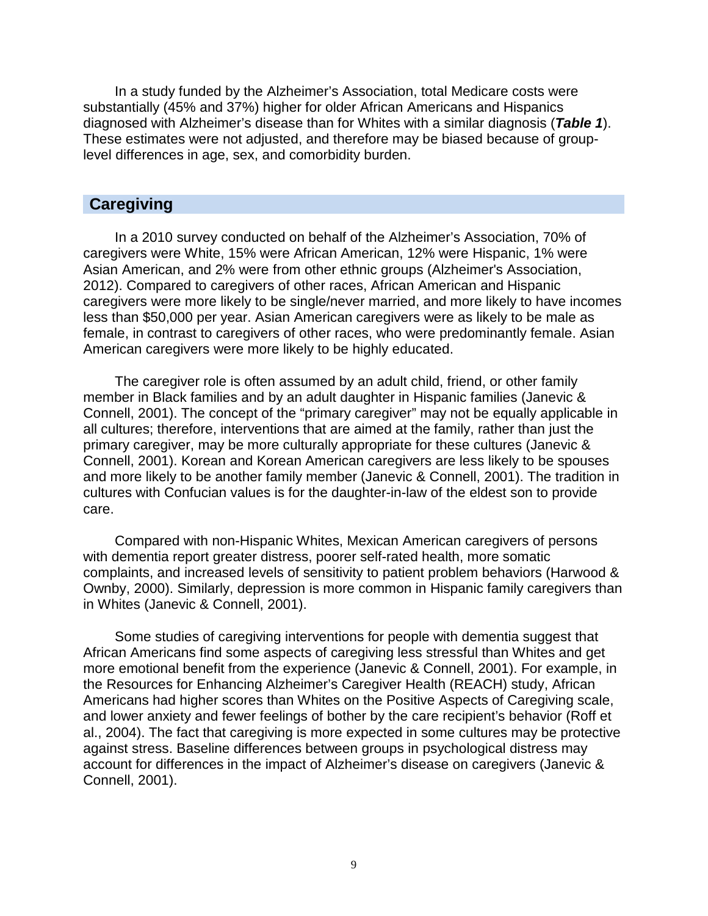In a study funded by the Alzheimer's Association, total Medicare costs were substantially (45% and 37%) higher for older African Americans and Hispanics diagnosed with Alzheimer's disease than for Whites with a similar diagnosis (***Table 1***). These estimates were not adjusted, and therefore may be biased because of group-level differences in age, sex, and comorbidity burden.

## Caregiving

In a 2010 survey conducted on behalf of the Alzheimer's Association, 70% of caregivers were White, 15% were African American, 12% were Hispanic, 1% were Asian American, and 2% were from other ethnic groups (Alzheimer's Association, 2012). Compared to caregivers of other races, African American and Hispanic caregivers were more likely to be single/never married, and more likely to have incomes less than $50,000 per year. Asian American caregivers were as likely to be male as female, in contrast to caregivers of other races, who were predominantly female. Asian American caregivers were more likely to be highly educated.

The caregiver role is often assumed by an adult child, friend, or other family member in Black families and by an adult daughter in Hispanic families (Janevic & Connell, 2001). The concept of the "primary caregiver" may not be equally applicable in all cultures; therefore, interventions that are aimed at the family, rather than just the primary caregiver, may be more culturally appropriate for these cultures (Janevic & Connell, 2001). Korean and Korean American caregivers are less likely to be spouses and more likely to be another family member (Janevic & Connell, 2001). The tradition in cultures with Confucian values is for the daughter-in-law of the eldest son to provide care.

Compared with non-Hispanic Whites, Mexican American caregivers of persons with dementia report greater distress, poorer self-rated health, more somatic complaints, and increased levels of sensitivity to patient problem behaviors (Harwood & Ownby, 2000). Similarly, depression is more common in Hispanic family caregivers than in Whites (Janevic & Connell, 2001).

Some studies of caregiving interventions for people with dementia suggest that African Americans find some aspects of caregiving less stressful than Whites and get more emotional benefit from the experience (Janevic & Connell, 2001). For example, in the Resources for Enhancing Alzheimer's Caregiver Health (REACH) study, African Americans had higher scores than Whites on the Positive Aspects of Caregiving scale, and lower anxiety and fewer feelings of bother by the care recipient's behavior (Roff et al., 2004). The fact that caregiving is more expected in some cultures may be protective against stress. Baseline differences between groups in psychological distress may account for differences in the impact of Alzheimer's disease on caregivers (Janevic & Connell, 2001).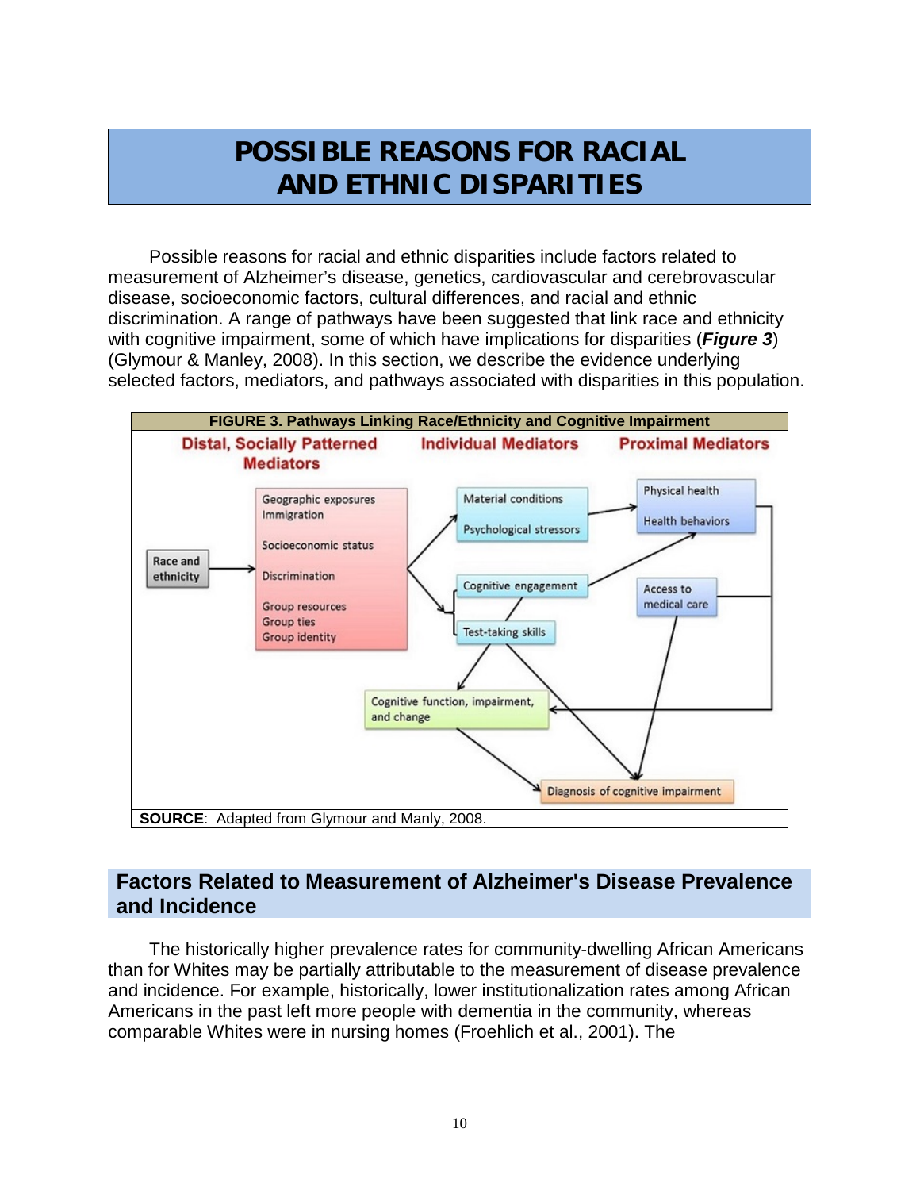# POSSIBLE REASONS FOR RACIAL AND ETHNIC DISPARITIES

Possible reasons for racial and ethnic disparities include factors related to measurement of Alzheimer's disease, genetics, cardiovascular and cerebrovascular disease, socioeconomic factors, cultural differences, and racial and ethnic discrimination. A range of pathways have been suggested that link race and ethnicity with cognitive impairment, some of which have implications for disparities (***Figure 3***) (Glymour & Manley, 2008). In this section, we describe the evidence underlying selected factors, mediators, and pathways associated with disparities in this population.

**FIGURE 3. Pathways Linking Race/Ethnicity and Cognitive Impairment**

**SOURCE**: Adapted from Glymour and Manly, 2008.

## Factors Related to Measurement of Alzheimer's Disease Prevalence and Incidence

The historically higher prevalence rates for community-dwelling African Americans than for Whites may be partially attributable to the measurement of disease prevalence and incidence. For example, historically, lower institutionalization rates among African Americans in the past left more people with dementia in the community, whereas comparable Whites were in nursing homes (Froehlich et al., 2001). The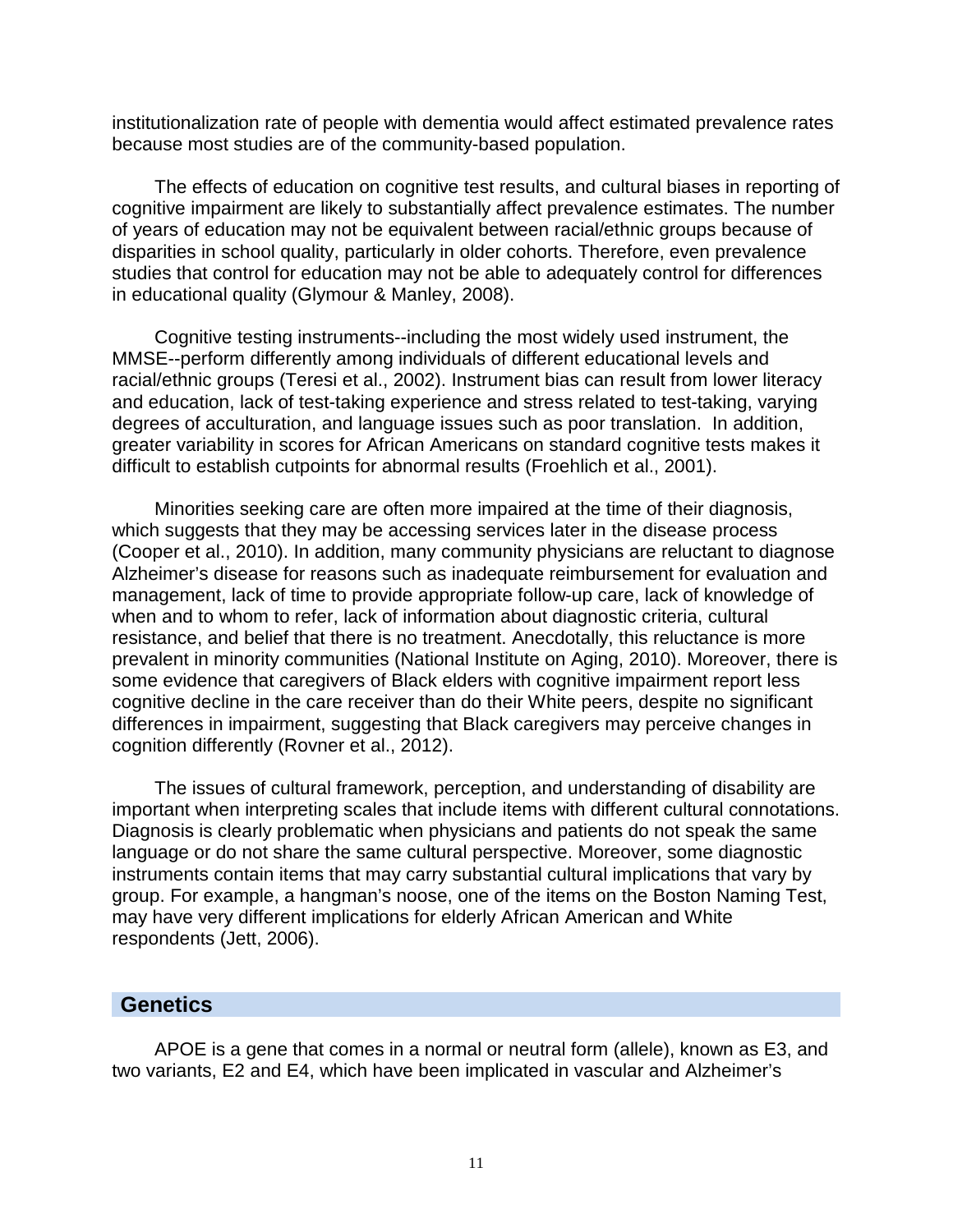institutionalization rate of people with dementia would affect estimated prevalence rates because most studies are of the community-based population.

The effects of education on cognitive test results, and cultural biases in reporting of cognitive impairment are likely to substantially affect prevalence estimates. The number of years of education may not be equivalent between racial/ethnic groups because of disparities in school quality, particularly in older cohorts. Therefore, even prevalence studies that control for education may not be able to adequately control for differences in educational quality (Glymour & Manley, 2008).

Cognitive testing instruments--including the most widely used instrument, the MMSE--perform differently among individuals of different educational levels and racial/ethnic groups (Teresi et al., 2002). Instrument bias can result from lower literacy and education, lack of test-taking experience and stress related to test-taking, varying degrees of acculturation, and language issues such as poor translation. In addition, greater variability in scores for African Americans on standard cognitive tests makes it difficult to establish cutpoints for abnormal results (Froehlich et al., 2001).

Minorities seeking care are often more impaired at the time of their diagnosis, which suggests that they may be accessing services later in the disease process (Cooper et al., 2010). In addition, many community physicians are reluctant to diagnose Alzheimer's disease for reasons such as inadequate reimbursement for evaluation and management, lack of time to provide appropriate follow-up care, lack of knowledge of when and to whom to refer, lack of information about diagnostic criteria, cultural resistance, and belief that there is no treatment. Anecdotally, this reluctance is more prevalent in minority communities (National Institute on Aging, 2010). Moreover, there is some evidence that caregivers of Black elders with cognitive impairment report less cognitive decline in the care receiver than do their White peers, despite no significant differences in impairment, suggesting that Black caregivers may perceive changes in cognition differently (Rovner et al., 2012).

The issues of cultural framework, perception, and understanding of disability are important when interpreting scales that include items with different cultural connotations. Diagnosis is clearly problematic when physicians and patients do not speak the same language or do not share the same cultural perspective. Moreover, some diagnostic instruments contain items that may carry substantial cultural implications that vary by group. For example, a hangman's noose, one of the items on the Boston Naming Test, may have very different implications for elderly African American and White respondents (Jett, 2006).

## Genetics

APOE is a gene that comes in a normal or neutral form (allele), known as E3, and two variants, E2 and E4, which have been implicated in vascular and Alzheimer's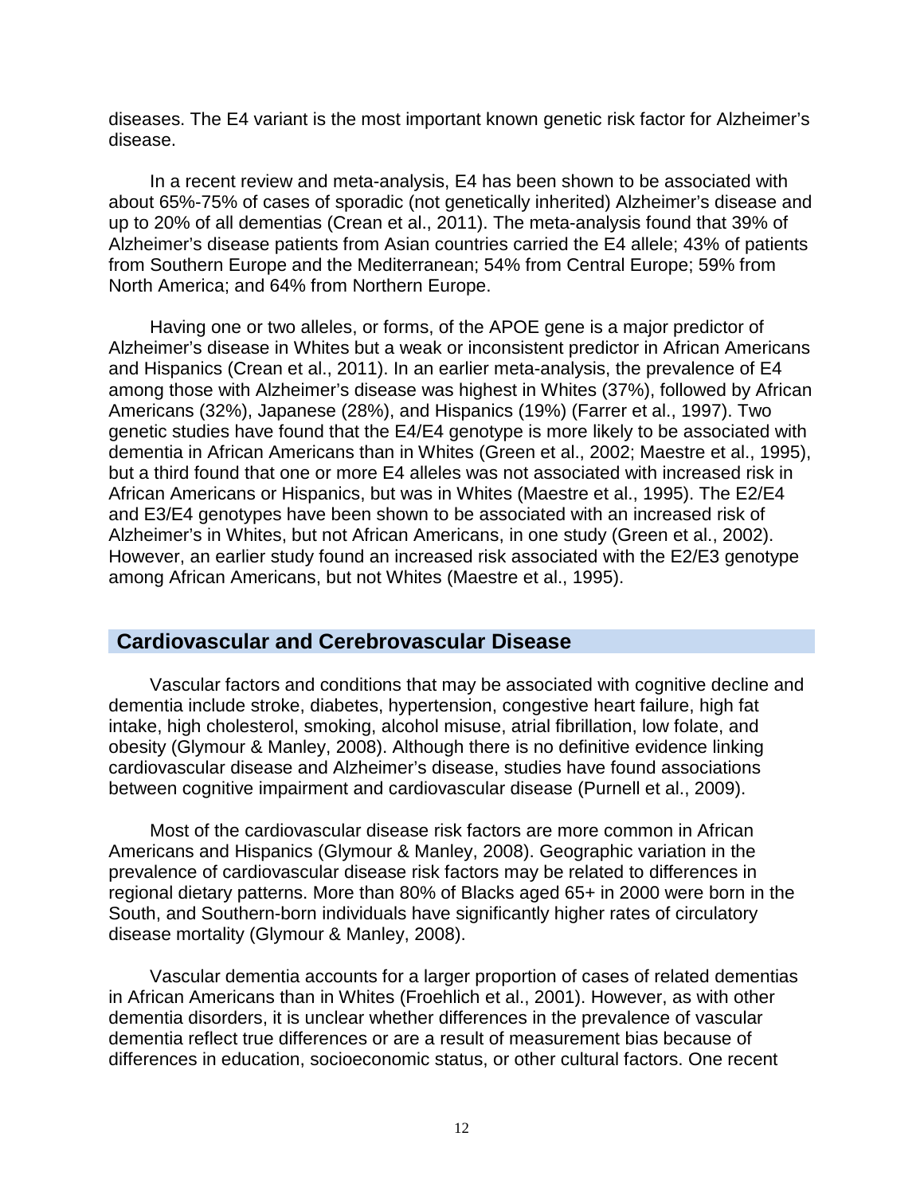diseases. The E4 variant is the most important known genetic risk factor for Alzheimer's disease.

In a recent review and meta-analysis, E4 has been shown to be associated with about 65%-75% of cases of sporadic (not genetically inherited) Alzheimer's disease and up to 20% of all dementias (Crean et al., 2011). The meta-analysis found that 39% of Alzheimer's disease patients from Asian countries carried the E4 allele; 43% of patients from Southern Europe and the Mediterranean; 54% from Central Europe; 59% from North America; and 64% from Northern Europe.

Having one or two alleles, or forms, of the APOE gene is a major predictor of Alzheimer's disease in Whites but a weak or inconsistent predictor in African Americans and Hispanics (Crean et al., 2011). In an earlier meta-analysis, the prevalence of E4 among those with Alzheimer's disease was highest in Whites (37%), followed by African Americans (32%), Japanese (28%), and Hispanics (19%) (Farrer et al., 1997). Two genetic studies have found that the E4/E4 genotype is more likely to be associated with dementia in African Americans than in Whites (Green et al., 2002; Maestre et al., 1995), but a third found that one or more E4 alleles was not associated with increased risk in African Americans or Hispanics, but was in Whites (Maestre et al., 1995). The E2/E4 and E3/E4 genotypes have been shown to be associated with an increased risk of Alzheimer's in Whites, but not African Americans, in one study (Green et al., 2002). However, an earlier study found an increased risk associated with the E2/E3 genotype among African Americans, but not Whites (Maestre et al., 1995).

## Cardiovascular and Cerebrovascular Disease

Vascular factors and conditions that may be associated with cognitive decline and dementia include stroke, diabetes, hypertension, congestive heart failure, high fat intake, high cholesterol, smoking, alcohol misuse, atrial fibrillation, low folate, and obesity (Glymour & Manley, 2008). Although there is no definitive evidence linking cardiovascular disease and Alzheimer's disease, studies have found associations between cognitive impairment and cardiovascular disease (Purnell et al., 2009).

Most of the cardiovascular disease risk factors are more common in African Americans and Hispanics (Glymour & Manley, 2008). Geographic variation in the prevalence of cardiovascular disease risk factors may be related to differences in regional dietary patterns. More than 80% of Blacks aged 65+ in 2000 were born in the South, and Southern-born individuals have significantly higher rates of circulatory disease mortality (Glymour & Manley, 2008).

Vascular dementia accounts for a larger proportion of cases of related dementias in African Americans than in Whites (Froehlich et al., 2001). However, as with other dementia disorders, it is unclear whether differences in the prevalence of vascular dementia reflect true differences or are a result of measurement bias because of differences in education, socioeconomic status, or other cultural factors. One recent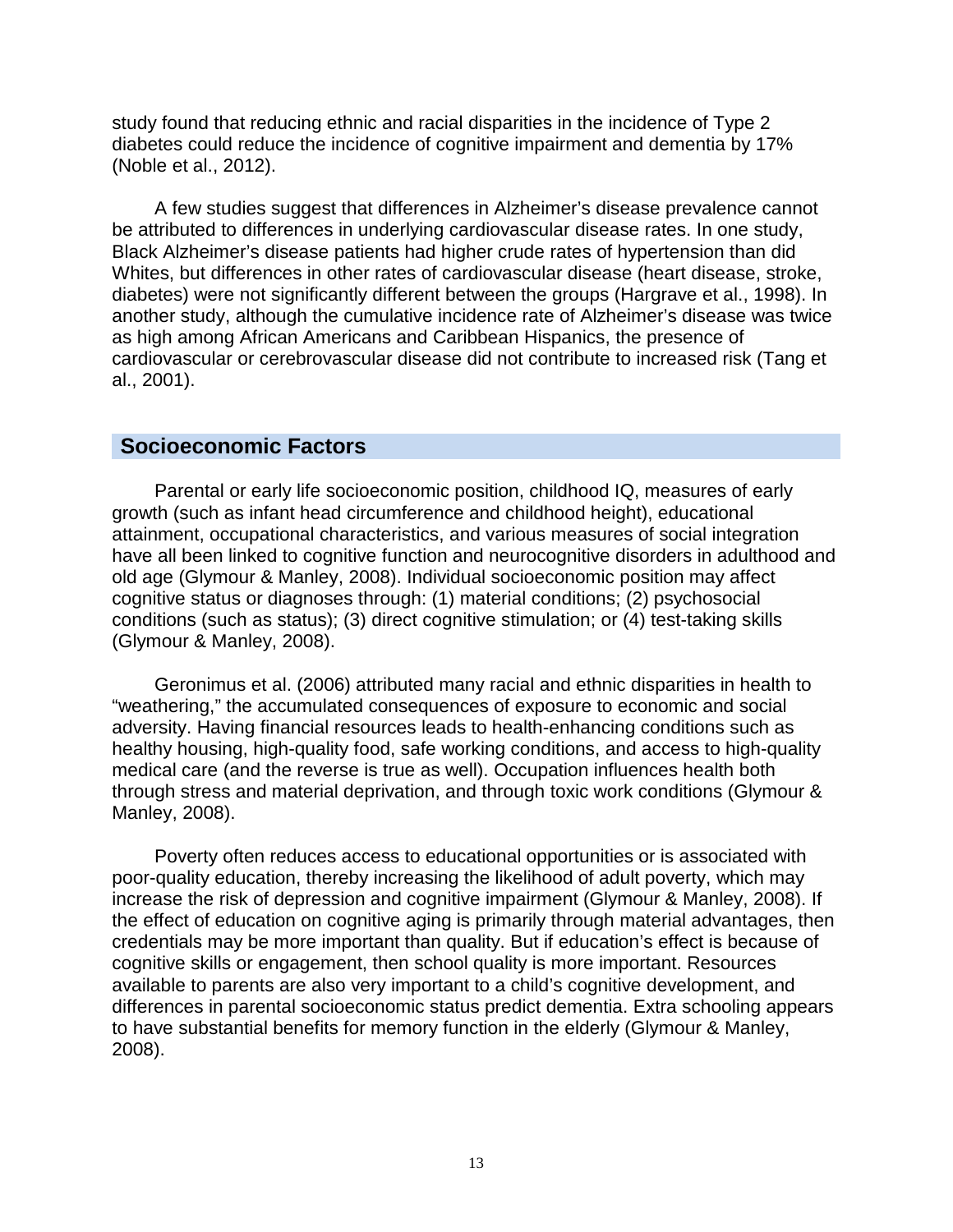study found that reducing ethnic and racial disparities in the incidence of Type 2 diabetes could reduce the incidence of cognitive impairment and dementia by 17% (Noble et al., 2012).

A few studies suggest that differences in Alzheimer's disease prevalence cannot be attributed to differences in underlying cardiovascular disease rates. In one study, Black Alzheimer's disease patients had higher crude rates of hypertension than did Whites, but differences in other rates of cardiovascular disease (heart disease, stroke, diabetes) were not significantly different between the groups (Hargrave et al., 1998). In another study, although the cumulative incidence rate of Alzheimer's disease was twice as high among African Americans and Caribbean Hispanics, the presence of cardiovascular or cerebrovascular disease did not contribute to increased risk (Tang et al., 2001).

## Socioeconomic Factors

Parental or early life socioeconomic position, childhood IQ, measures of early growth (such as infant head circumference and childhood height), educational attainment, occupational characteristics, and various measures of social integration have all been linked to cognitive function and neurocognitive disorders in adulthood and old age (Glymour & Manley, 2008). Individual socioeconomic position may affect cognitive status or diagnoses through: (1) material conditions; (2) psychosocial conditions (such as status); (3) direct cognitive stimulation; or (4) test-taking skills (Glymour & Manley, 2008).

Geronimus et al. (2006) attributed many racial and ethnic disparities in health to "weathering," the accumulated consequences of exposure to economic and social adversity. Having financial resources leads to health-enhancing conditions such as healthy housing, high-quality food, safe working conditions, and access to high-quality medical care (and the reverse is true as well). Occupation influences health both through stress and material deprivation, and through toxic work conditions (Glymour & Manley, 2008).

Poverty often reduces access to educational opportunities or is associated with poor-quality education, thereby increasing the likelihood of adult poverty, which may increase the risk of depression and cognitive impairment (Glymour & Manley, 2008). If the effect of education on cognitive aging is primarily through material advantages, then credentials may be more important than quality. But if education's effect is because of cognitive skills or engagement, then school quality is more important. Resources available to parents are also very important to a child's cognitive development, and differences in parental socioeconomic status predict dementia. Extra schooling appears to have substantial benefits for memory function in the elderly (Glymour & Manley, 2008).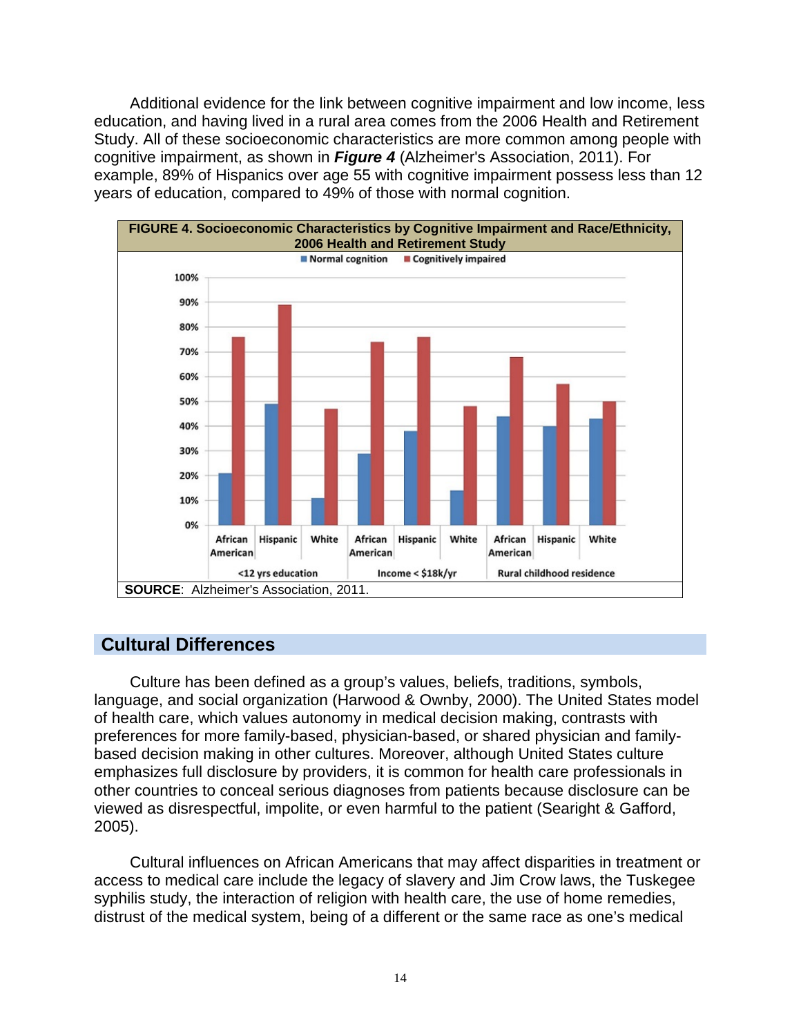Additional evidence for the link between cognitive impairment and low income, less education, and having lived in a rural area comes from the 2006 Health and Retirement Study. All of these socioeconomic characteristics are more common among people with cognitive impairment, as shown in ***Figure 4*** (Alzheimer's Association, 2011). For example, 89% of Hispanics over age 55 with cognitive impairment possess less than 12 years of education, compared to 49% of those with normal cognition.

**FIGURE 4. Socioeconomic Characteristics by Cognitive Impairment and Race/Ethnicity, 2006 Health and Retirement Study**

| | | Normal cognition | Cognitively impaired |
|---|---|---|---|
| <12 yrs education | African American | 21% | 76% |
| | Hispanic | 49% | 89% |
| | White | 11% | 47% |
| Income < $18k/yr | African American | 29% | 74% |
| | Hispanic | 38% | 76% |
| | White | 14% | 48% |
| Rural childhood residence | African American | 44% | 68% |
| | Hispanic | 40% | 57% |
| | White | 43% | 50% |

**SOURCE**: Alzheimer's Association, 2011.

## Cultural Differences

Culture has been defined as a group's values, beliefs, traditions, symbols, language, and social organization (Harwood & Ownby, 2000). The United States model of health care, which values autonomy in medical decision making, contrasts with preferences for more family-based, physician-based, or shared physician and family-based decision making in other cultures. Moreover, although United States culture emphasizes full disclosure by providers, it is common for health care professionals in other countries to conceal serious diagnoses from patients because disclosure can be viewed as disrespectful, impolite, or even harmful to the patient (Searight & Gafford, 2005).

Cultural influences on African Americans that may affect disparities in treatment or access to medical care include the legacy of slavery and Jim Crow laws, the Tuskegee syphilis study, the interaction of religion with health care, the use of home remedies, distrust of the medical system, being of a different or the same race as one's medical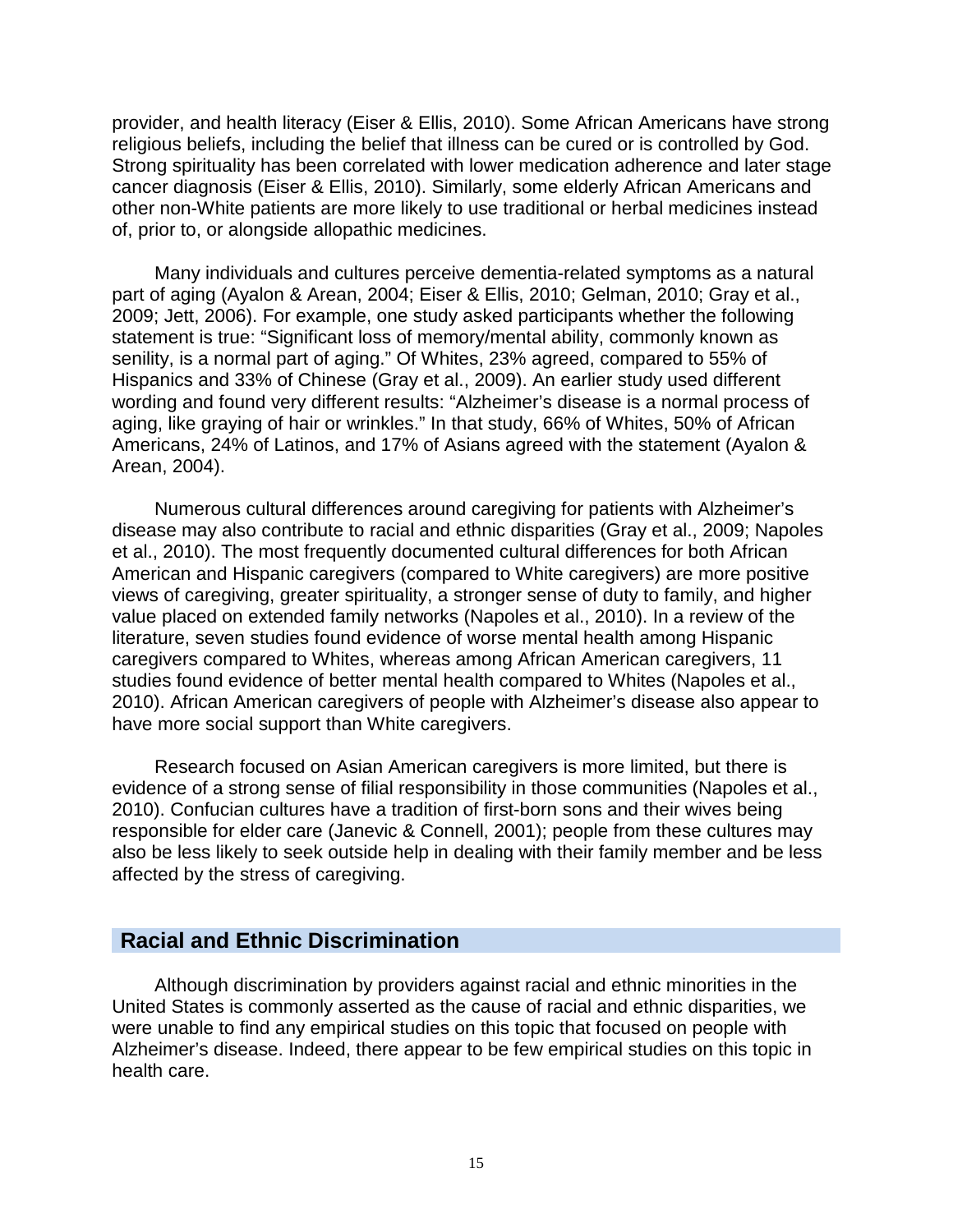provider, and health literacy (Eiser & Ellis, 2010). Some African Americans have strong religious beliefs, including the belief that illness can be cured or is controlled by God. Strong spirituality has been correlated with lower medication adherence and later stage cancer diagnosis (Eiser & Ellis, 2010). Similarly, some elderly African Americans and other non-White patients are more likely to use traditional or herbal medicines instead of, prior to, or alongside allopathic medicines.

Many individuals and cultures perceive dementia-related symptoms as a natural part of aging (Ayalon & Arean, 2004; Eiser & Ellis, 2010; Gelman, 2010; Gray et al., 2009; Jett, 2006). For example, one study asked participants whether the following statement is true: "Significant loss of memory/mental ability, commonly known as senility, is a normal part of aging." Of Whites, 23% agreed, compared to 55% of Hispanics and 33% of Chinese (Gray et al., 2009). An earlier study used different wording and found very different results: "Alzheimer's disease is a normal process of aging, like graying of hair or wrinkles." In that study, 66% of Whites, 50% of African Americans, 24% of Latinos, and 17% of Asians agreed with the statement (Ayalon & Arean, 2004).

Numerous cultural differences around caregiving for patients with Alzheimer's disease may also contribute to racial and ethnic disparities (Gray et al., 2009; Napoles et al., 2010). The most frequently documented cultural differences for both African American and Hispanic caregivers (compared to White caregivers) are more positive views of caregiving, greater spirituality, a stronger sense of duty to family, and higher value placed on extended family networks (Napoles et al., 2010). In a review of the literature, seven studies found evidence of worse mental health among Hispanic caregivers compared to Whites, whereas among African American caregivers, 11 studies found evidence of better mental health compared to Whites (Napoles et al., 2010). African American caregivers of people with Alzheimer's disease also appear to have more social support than White caregivers.

Research focused on Asian American caregivers is more limited, but there is evidence of a strong sense of filial responsibility in those communities (Napoles et al., 2010). Confucian cultures have a tradition of first-born sons and their wives being responsible for elder care (Janevic & Connell, 2001); people from these cultures may also be less likely to seek outside help in dealing with their family member and be less affected by the stress of caregiving.

## Racial and Ethnic Discrimination

Although discrimination by providers against racial and ethnic minorities in the United States is commonly asserted as the cause of racial and ethnic disparities, we were unable to find any empirical studies on this topic that focused on people with Alzheimer's disease. Indeed, there appear to be few empirical studies on this topic in health care.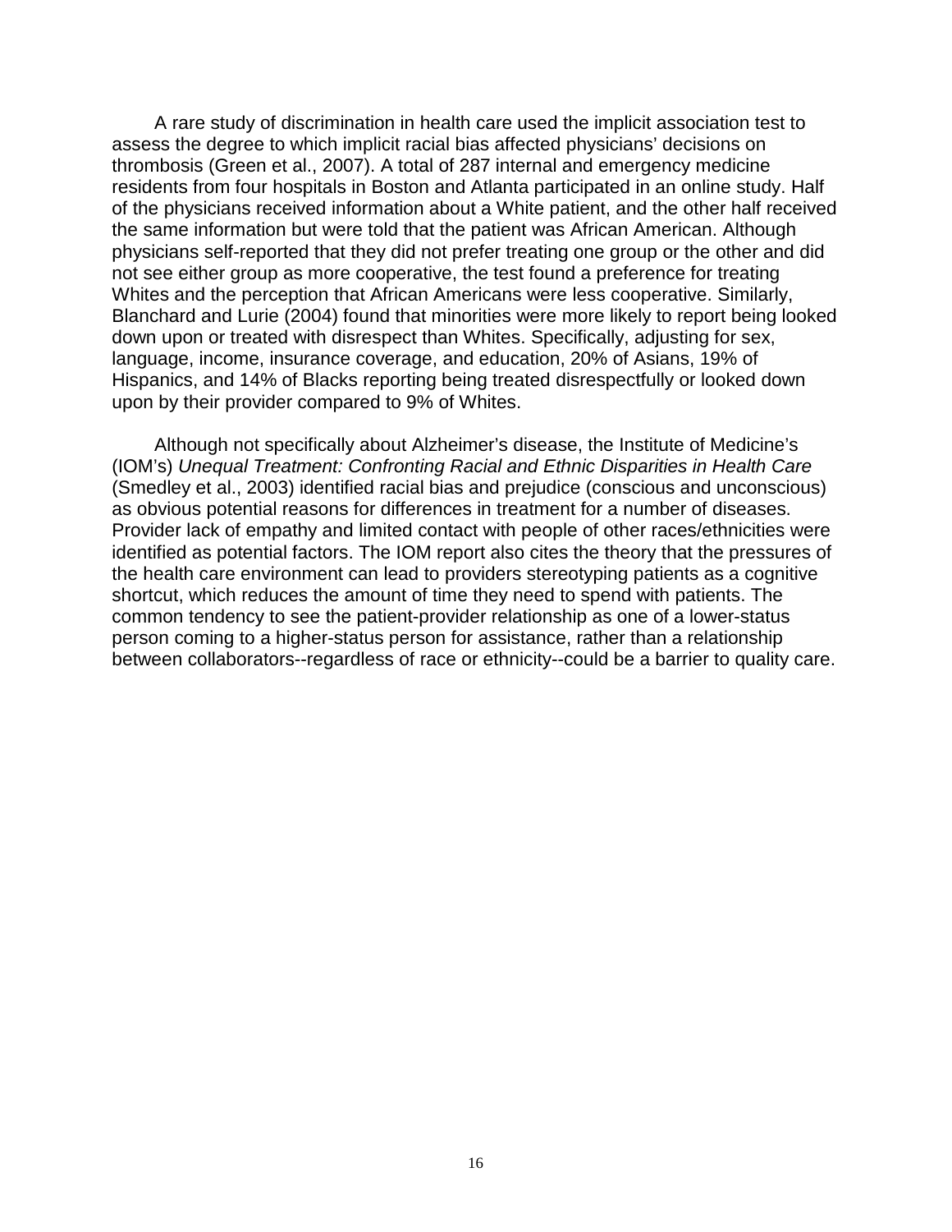A rare study of discrimination in health care used the implicit association test to assess the degree to which implicit racial bias affected physicians' decisions on thrombosis (Green et al., 2007). A total of 287 internal and emergency medicine residents from four hospitals in Boston and Atlanta participated in an online study. Half of the physicians received information about a White patient, and the other half received the same information but were told that the patient was African American. Although physicians self-reported that they did not prefer treating one group or the other and did not see either group as more cooperative, the test found a preference for treating Whites and the perception that African Americans were less cooperative. Similarly, Blanchard and Lurie (2004) found that minorities were more likely to report being looked down upon or treated with disrespect than Whites. Specifically, adjusting for sex, language, income, insurance coverage, and education, 20% of Asians, 19% of Hispanics, and 14% of Blacks reporting being treated disrespectfully or looked down upon by their provider compared to 9% of Whites.

Although not specifically about Alzheimer's disease, the Institute of Medicine's (IOM's) *Unequal Treatment: Confronting Racial and Ethnic Disparities in Health Care* (Smedley et al., 2003) identified racial bias and prejudice (conscious and unconscious) as obvious potential reasons for differences in treatment for a number of diseases. Provider lack of empathy and limited contact with people of other races/ethnicities were identified as potential factors. The IOM report also cites the theory that the pressures of the health care environment can lead to providers stereotyping patients as a cognitive shortcut, which reduces the amount of time they need to spend with patients. The common tendency to see the patient-provider relationship as one of a lower-status person coming to a higher-status person for assistance, rather than a relationship between collaborators--regardless of race or ethnicity--could be a barrier to quality care.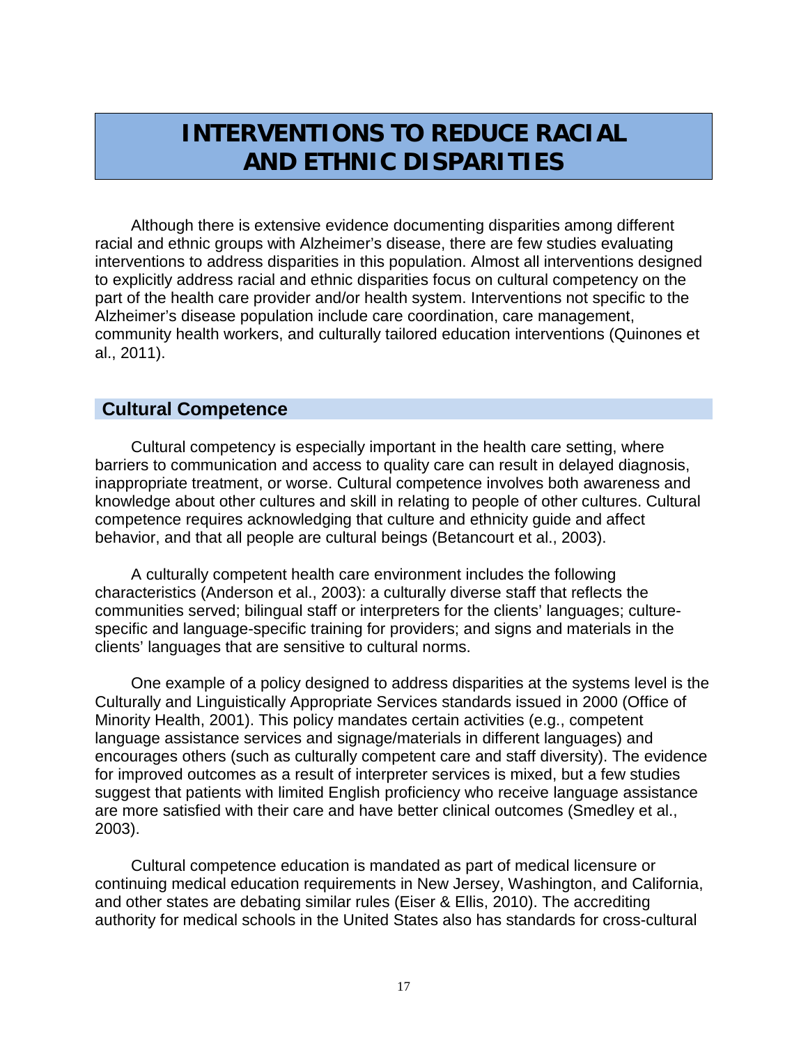# INTERVENTIONS TO REDUCE RACIAL AND ETHNIC DISPARITIES

Although there is extensive evidence documenting disparities among different racial and ethnic groups with Alzheimer's disease, there are few studies evaluating interventions to address disparities in this population. Almost all interventions designed to explicitly address racial and ethnic disparities focus on cultural competency on the part of the health care provider and/or health system. Interventions not specific to the Alzheimer's disease population include care coordination, care management, community health workers, and culturally tailored education interventions (Quinones et al., 2011).

## Cultural Competence

Cultural competency is especially important in the health care setting, where barriers to communication and access to quality care can result in delayed diagnosis, inappropriate treatment, or worse. Cultural competence involves both awareness and knowledge about other cultures and skill in relating to people of other cultures. Cultural competence requires acknowledging that culture and ethnicity guide and affect behavior, and that all people are cultural beings (Betancourt et al., 2003).

A culturally competent health care environment includes the following characteristics (Anderson et al., 2003): a culturally diverse staff that reflects the communities served; bilingual staff or interpreters for the clients' languages; culture-specific and language-specific training for providers; and signs and materials in the clients' languages that are sensitive to cultural norms.

One example of a policy designed to address disparities at the systems level is the Culturally and Linguistically Appropriate Services standards issued in 2000 (Office of Minority Health, 2001). This policy mandates certain activities (e.g., competent language assistance services and signage/materials in different languages) and encourages others (such as culturally competent care and staff diversity). The evidence for improved outcomes as a result of interpreter services is mixed, but a few studies suggest that patients with limited English proficiency who receive language assistance are more satisfied with their care and have better clinical outcomes (Smedley et al., 2003).

Cultural competence education is mandated as part of medical licensure or continuing medical education requirements in New Jersey, Washington, and California, and other states are debating similar rules (Eiser & Ellis, 2010). The accrediting authority for medical schools in the United States also has standards for cross-cultural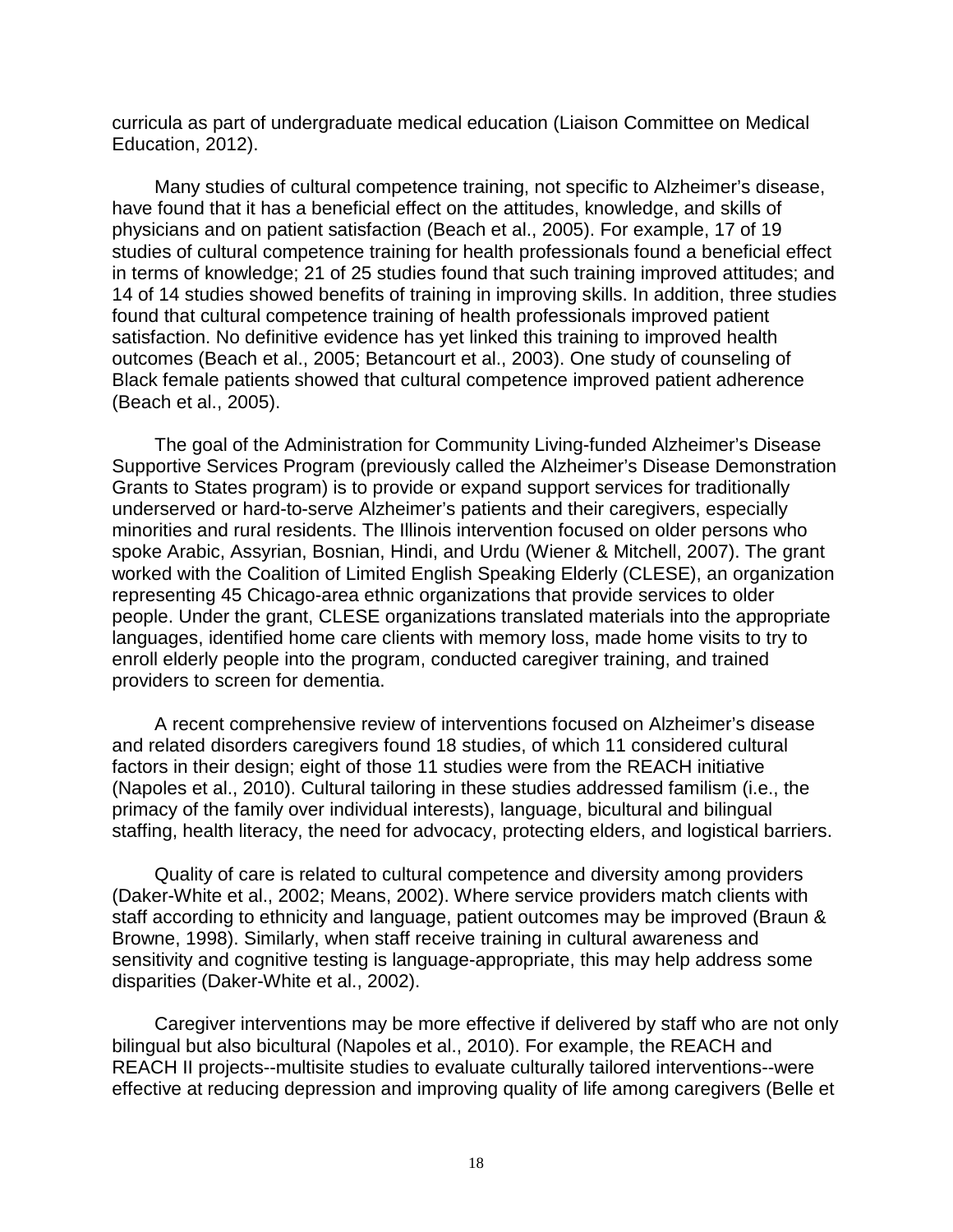curricula as part of undergraduate medical education (Liaison Committee on Medical Education, 2012).

Many studies of cultural competence training, not specific to Alzheimer's disease, have found that it has a beneficial effect on the attitudes, knowledge, and skills of physicians and on patient satisfaction (Beach et al., 2005). For example, 17 of 19 studies of cultural competence training for health professionals found a beneficial effect in terms of knowledge; 21 of 25 studies found that such training improved attitudes; and 14 of 14 studies showed benefits of training in improving skills. In addition, three studies found that cultural competence training of health professionals improved patient satisfaction. No definitive evidence has yet linked this training to improved health outcomes (Beach et al., 2005; Betancourt et al., 2003). One study of counseling of Black female patients showed that cultural competence improved patient adherence (Beach et al., 2005).

The goal of the Administration for Community Living-funded Alzheimer's Disease Supportive Services Program (previously called the Alzheimer's Disease Demonstration Grants to States program) is to provide or expand support services for traditionally underserved or hard-to-serve Alzheimer's patients and their caregivers, especially minorities and rural residents. The Illinois intervention focused on older persons who spoke Arabic, Assyrian, Bosnian, Hindi, and Urdu (Wiener & Mitchell, 2007). The grant worked with the Coalition of Limited English Speaking Elderly (CLESE), an organization representing 45 Chicago-area ethnic organizations that provide services to older people. Under the grant, CLESE organizations translated materials into the appropriate languages, identified home care clients with memory loss, made home visits to try to enroll elderly people into the program, conducted caregiver training, and trained providers to screen for dementia.

A recent comprehensive review of interventions focused on Alzheimer's disease and related disorders caregivers found 18 studies, of which 11 considered cultural factors in their design; eight of those 11 studies were from the REACH initiative (Napoles et al., 2010). Cultural tailoring in these studies addressed familism (i.e., the primacy of the family over individual interests), language, bicultural and bilingual staffing, health literacy, the need for advocacy, protecting elders, and logistical barriers.

Quality of care is related to cultural competence and diversity among providers (Daker-White et al., 2002; Means, 2002). Where service providers match clients with staff according to ethnicity and language, patient outcomes may be improved (Braun & Browne, 1998). Similarly, when staff receive training in cultural awareness and sensitivity and cognitive testing is language-appropriate, this may help address some disparities (Daker-White et al., 2002).

Caregiver interventions may be more effective if delivered by staff who are not only bilingual but also bicultural (Napoles et al., 2010). For example, the REACH and REACH II projects--multisite studies to evaluate culturally tailored interventions--were effective at reducing depression and improving quality of life among caregivers (Belle et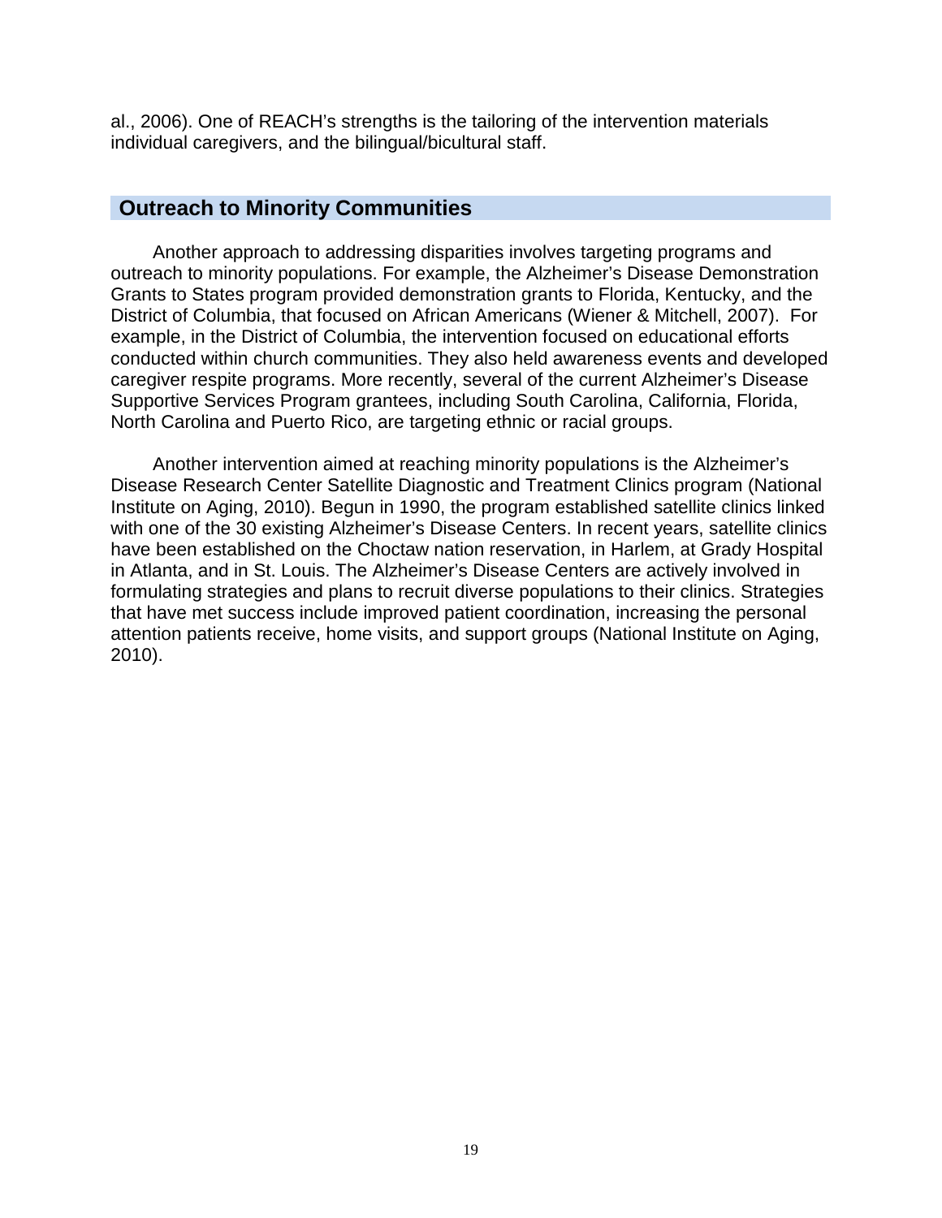al., 2006). One of REACH's strengths is the tailoring of the intervention materials individual caregivers, and the bilingual/bicultural staff.

## Outreach to Minority Communities

Another approach to addressing disparities involves targeting programs and outreach to minority populations. For example, the Alzheimer's Disease Demonstration Grants to States program provided demonstration grants to Florida, Kentucky, and the District of Columbia, that focused on African Americans (Wiener & Mitchell, 2007). For example, in the District of Columbia, the intervention focused on educational efforts conducted within church communities. They also held awareness events and developed caregiver respite programs. More recently, several of the current Alzheimer's Disease Supportive Services Program grantees, including South Carolina, California, Florida, North Carolina and Puerto Rico, are targeting ethnic or racial groups.

Another intervention aimed at reaching minority populations is the Alzheimer's Disease Research Center Satellite Diagnostic and Treatment Clinics program (National Institute on Aging, 2010). Begun in 1990, the program established satellite clinics linked with one of the 30 existing Alzheimer's Disease Centers. In recent years, satellite clinics have been established on the Choctaw nation reservation, in Harlem, at Grady Hospital in Atlanta, and in St. Louis. The Alzheimer's Disease Centers are actively involved in formulating strategies and plans to recruit diverse populations to their clinics. Strategies that have met success include improved patient coordination, increasing the personal attention patients receive, home visits, and support groups (National Institute on Aging, 2010).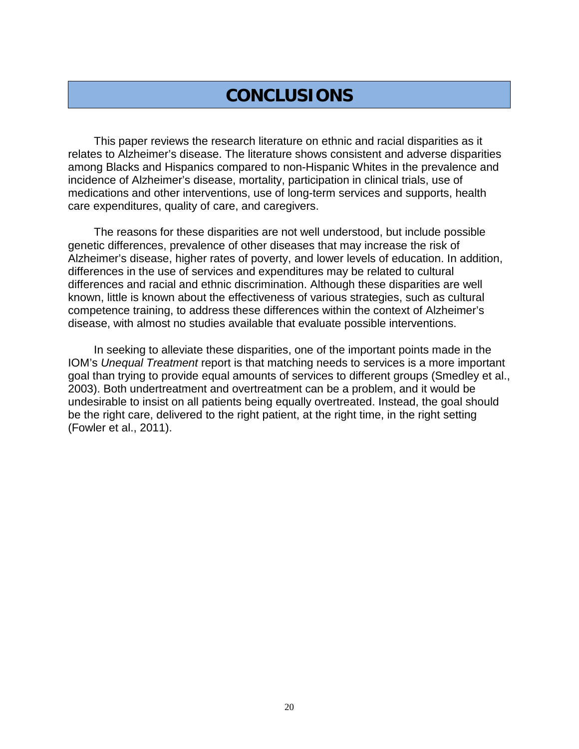# CONCLUSIONS

This paper reviews the research literature on ethnic and racial disparities as it relates to Alzheimer's disease. The literature shows consistent and adverse disparities among Blacks and Hispanics compared to non-Hispanic Whites in the prevalence and incidence of Alzheimer's disease, mortality, participation in clinical trials, use of medications and other interventions, use of long-term services and supports, health care expenditures, quality of care, and caregivers.

The reasons for these disparities are not well understood, but include possible genetic differences, prevalence of other diseases that may increase the risk of Alzheimer's disease, higher rates of poverty, and lower levels of education. In addition, differences in the use of services and expenditures may be related to cultural differences and racial and ethnic discrimination. Although these disparities are well known, little is known about the effectiveness of various strategies, such as cultural competence training, to address these differences within the context of Alzheimer's disease, with almost no studies available that evaluate possible interventions.

In seeking to alleviate these disparities, one of the important points made in the IOM's *Unequal Treatment* report is that matching needs to services is a more important goal than trying to provide equal amounts of services to different groups (Smedley et al., 2003). Both undertreatment and overtreatment can be a problem, and it would be undesirable to insist on all patients being equally overtreated. Instead, the goal should be the right care, delivered to the right patient, at the right time, in the right setting (Fowler et al., 2011).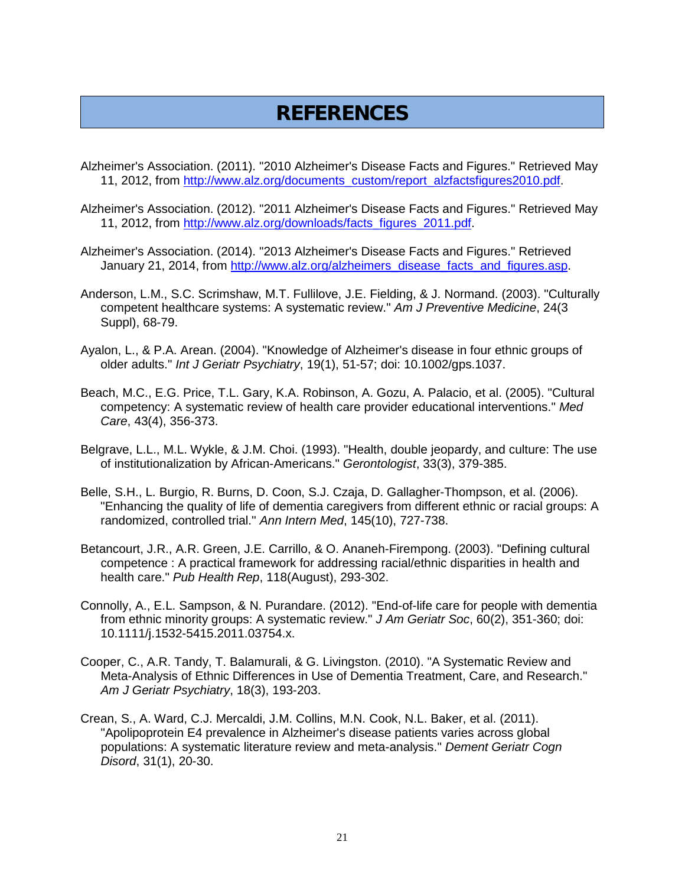# REFERENCES

Alzheimer's Association. (2011). "2010 Alzheimer's Disease Facts and Figures." Retrieved May 11, 2012, from http://www.alz.org/documents_custom/report_alzfactsfigures2010.pdf.

Alzheimer's Association. (2012). "2011 Alzheimer's Disease Facts and Figures." Retrieved May 11, 2012, from http://www.alz.org/downloads/facts_figures_2011.pdf.

Alzheimer's Association. (2014). "2013 Alzheimer's Disease Facts and Figures." Retrieved January 21, 2014, from http://www.alz.org/alzheimers_disease_facts_and_figures.asp.

Anderson, L.M., S.C. Scrimshaw, M.T. Fullilove, J.E. Fielding, & J. Normand. (2003). "Culturally competent healthcare systems: A systematic review." *Am J Preventive Medicine*, 24(3 Suppl), 68-79.

Ayalon, L., & P.A. Arean. (2004). "Knowledge of Alzheimer's disease in four ethnic groups of older adults." *Int J Geriatr Psychiatry*, 19(1), 51-57; doi: 10.1002/gps.1037.

Beach, M.C., E.G. Price, T.L. Gary, K.A. Robinson, A. Gozu, A. Palacio, et al. (2005). "Cultural competency: A systematic review of health care provider educational interventions." *Med Care*, 43(4), 356-373.

Belgrave, L.L., M.L. Wykle, & J.M. Choi. (1993). "Health, double jeopardy, and culture: The use of institutionalization by African-Americans." *Gerontologist*, 33(3), 379-385.

Belle, S.H., L. Burgio, R. Burns, D. Coon, S.J. Czaja, D. Gallagher-Thompson, et al. (2006). "Enhancing the quality of life of dementia caregivers from different ethnic or racial groups: A randomized, controlled trial." *Ann Intern Med*, 145(10), 727-738.

Betancourt, J.R., A.R. Green, J.E. Carrillo, & O. Ananeh-Firempong. (2003). "Defining cultural competence : A practical framework for addressing racial/ethnic disparities in health and health care." *Pub Health Rep*, 118(August), 293-302.

Connolly, A., E.L. Sampson, & N. Purandare. (2012). "End-of-life care for people with dementia from ethnic minority groups: A systematic review." *J Am Geriatr Soc*, 60(2), 351-360; doi: 10.1111/j.1532-5415.2011.03754.x.

Cooper, C., A.R. Tandy, T. Balamurali, & G. Livingston. (2010). "A Systematic Review and Meta-Analysis of Ethnic Differences in Use of Dementia Treatment, Care, and Research." *Am J Geriatr Psychiatry*, 18(3), 193-203.

Crean, S., A. Ward, C.J. Mercaldi, J.M. Collins, M.N. Cook, N.L. Baker, et al. (2011). "Apolipoprotein E4 prevalence in Alzheimer's disease patients varies across global populations: A systematic literature review and meta-analysis." *Dement Geriatr Cogn Disord*, 31(1), 20-30.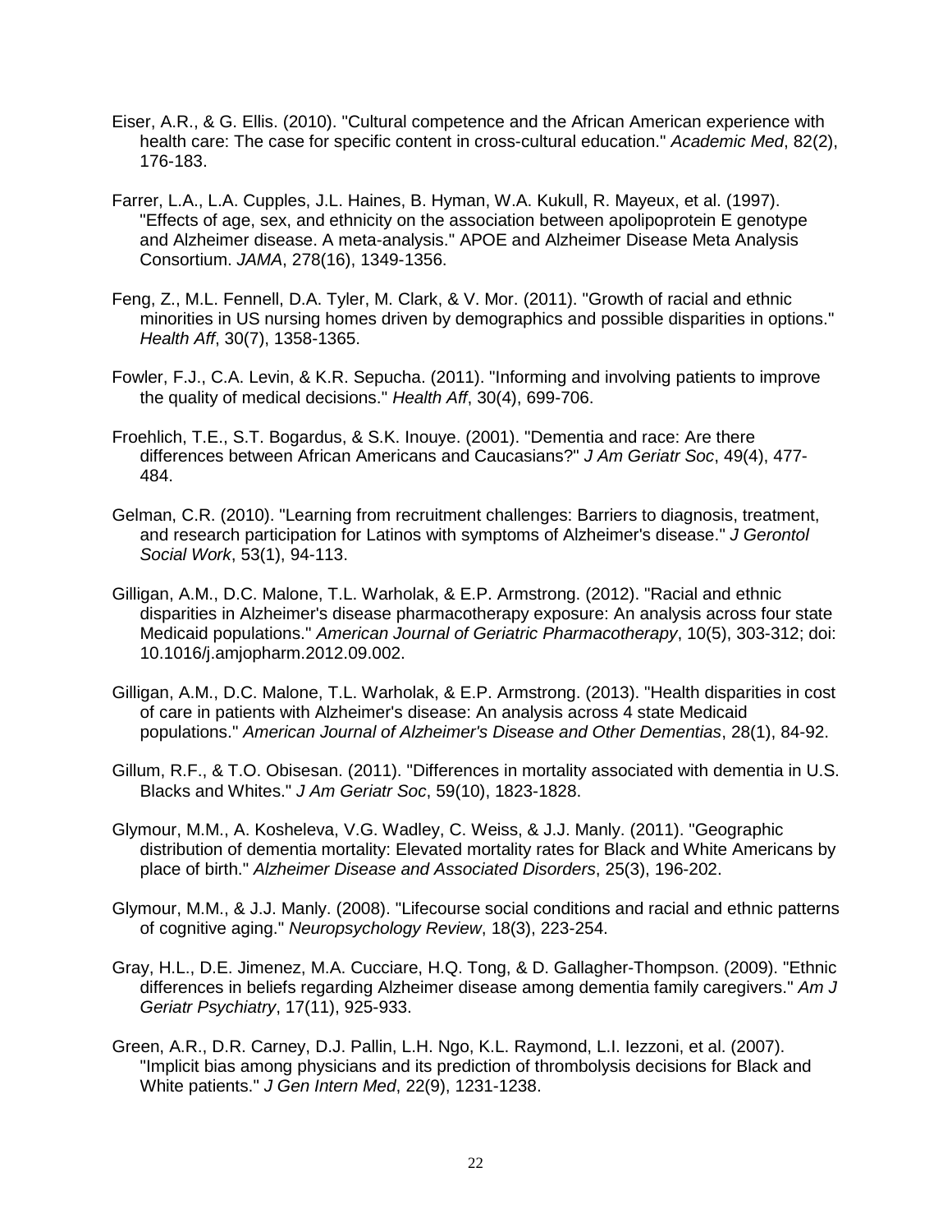Eiser, A.R., & G. Ellis. (2010). "Cultural competence and the African American experience with health care: The case for specific content in cross-cultural education." *Academic Med*, 82(2), 176-183.

Farrer, L.A., L.A. Cupples, J.L. Haines, B. Hyman, W.A. Kukull, R. Mayeux, et al. (1997). "Effects of age, sex, and ethnicity on the association between apolipoprotein E genotype and Alzheimer disease. A meta-analysis." APOE and Alzheimer Disease Meta Analysis Consortium. *JAMA*, 278(16), 1349-1356.

Feng, Z., M.L. Fennell, D.A. Tyler, M. Clark, & V. Mor. (2011). "Growth of racial and ethnic minorities in US nursing homes driven by demographics and possible disparities in options." *Health Aff*, 30(7), 1358-1365.

Fowler, F.J., C.A. Levin, & K.R. Sepucha. (2011). "Informing and involving patients to improve the quality of medical decisions." *Health Aff*, 30(4), 699-706.

Froehlich, T.E., S.T. Bogardus, & S.K. Inouye. (2001). "Dementia and race: Are there differences between African Americans and Caucasians?" *J Am Geriatr Soc*, 49(4), 477-484.

Gelman, C.R. (2010). "Learning from recruitment challenges: Barriers to diagnosis, treatment, and research participation for Latinos with symptoms of Alzheimer's disease." *J Gerontol Social Work*, 53(1), 94-113.

Gilligan, A.M., D.C. Malone, T.L. Warholak, & E.P. Armstrong. (2012). "Racial and ethnic disparities in Alzheimer's disease pharmacotherapy exposure: An analysis across four state Medicaid populations." *American Journal of Geriatric Pharmacotherapy*, 10(5), 303-312; doi: 10.1016/j.amjopharm.2012.09.002.

Gilligan, A.M., D.C. Malone, T.L. Warholak, & E.P. Armstrong. (2013). "Health disparities in cost of care in patients with Alzheimer's disease: An analysis across 4 state Medicaid populations." *American Journal of Alzheimer's Disease and Other Dementias*, 28(1), 84-92.

Gillum, R.F., & T.O. Obisesan. (2011). "Differences in mortality associated with dementia in U.S. Blacks and Whites." *J Am Geriatr Soc*, 59(10), 1823-1828.

Glymour, M.M., A. Kosheleva, V.G. Wadley, C. Weiss, & J.J. Manly. (2011). "Geographic distribution of dementia mortality: Elevated mortality rates for Black and White Americans by place of birth." *Alzheimer Disease and Associated Disorders*, 25(3), 196-202.

Glymour, M.M., & J.J. Manly. (2008). "Lifecourse social conditions and racial and ethnic patterns of cognitive aging." *Neuropsychology Review*, 18(3), 223-254.

Gray, H.L., D.E. Jimenez, M.A. Cucciare, H.Q. Tong, & D. Gallagher-Thompson. (2009). "Ethnic differences in beliefs regarding Alzheimer disease among dementia family caregivers." *Am J Geriatr Psychiatry*, 17(11), 925-933.

Green, A.R., D.R. Carney, D.J. Pallin, L.H. Ngo, K.L. Raymond, L.I. Iezzoni, et al. (2007). "Implicit bias among physicians and its prediction of thrombolysis decisions for Black and White patients." *J Gen Intern Med*, 22(9), 1231-1238.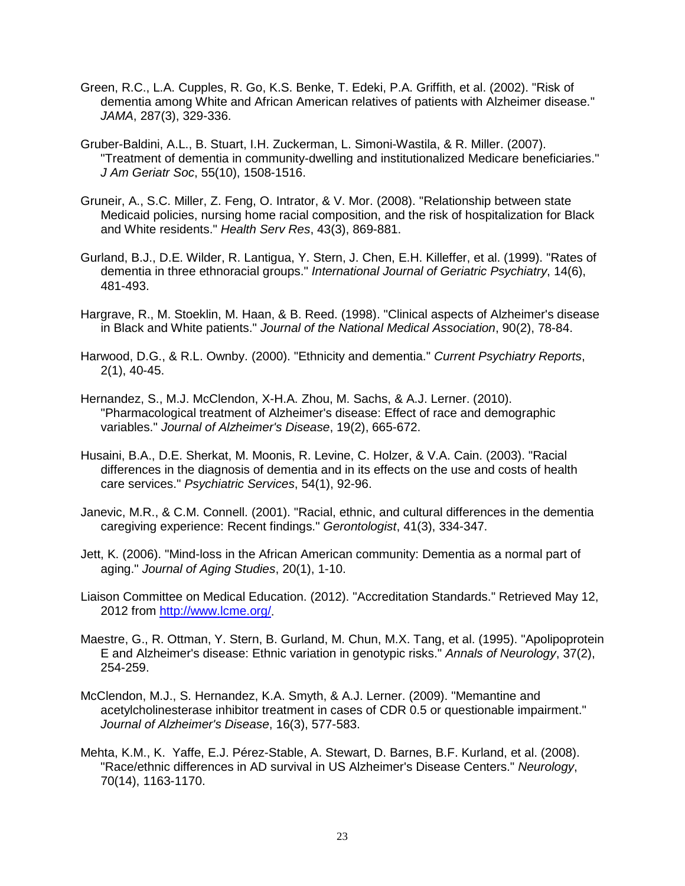Green, R.C., L.A. Cupples, R. Go, K.S. Benke, T. Edeki, P.A. Griffith, et al. (2002). "Risk of dementia among White and African American relatives of patients with Alzheimer disease." *JAMA*, 287(3), 329-336.

Gruber-Baldini, A.L., B. Stuart, I.H. Zuckerman, L. Simoni-Wastila, & R. Miller. (2007). "Treatment of dementia in community-dwelling and institutionalized Medicare beneficiaries." *J Am Geriatr Soc*, 55(10), 1508-1516.

Gruneir, A., S.C. Miller, Z. Feng, O. Intrator, & V. Mor. (2008). "Relationship between state Medicaid policies, nursing home racial composition, and the risk of hospitalization for Black and White residents." *Health Serv Res*, 43(3), 869-881.

Gurland, B.J., D.E. Wilder, R. Lantigua, Y. Stern, J. Chen, E.H. Killeffer, et al. (1999). "Rates of dementia in three ethnoracial groups." *International Journal of Geriatric Psychiatry*, 14(6), 481-493.

Hargrave, R., M. Stoeklin, M. Haan, & B. Reed. (1998). "Clinical aspects of Alzheimer's disease in Black and White patients." *Journal of the National Medical Association*, 90(2), 78-84.

Harwood, D.G., & R.L. Ownby. (2000). "Ethnicity and dementia." *Current Psychiatry Reports*, 2(1), 40-45.

Hernandez, S., M.J. McClendon, X-H.A. Zhou, M. Sachs, & A.J. Lerner. (2010). "Pharmacological treatment of Alzheimer's disease: Effect of race and demographic variables." *Journal of Alzheimer's Disease*, 19(2), 665-672.

Husaini, B.A., D.E. Sherkat, M. Moonis, R. Levine, C. Holzer, & V.A. Cain. (2003). "Racial differences in the diagnosis of dementia and in its effects on the use and costs of health care services." *Psychiatric Services*, 54(1), 92-96.

Janevic, M.R., & C.M. Connell. (2001). "Racial, ethnic, and cultural differences in the dementia caregiving experience: Recent findings." *Gerontologist*, 41(3), 334-347.

Jett, K. (2006). "Mind-loss in the African American community: Dementia as a normal part of aging." *Journal of Aging Studies*, 20(1), 1-10.

Liaison Committee on Medical Education. (2012). "Accreditation Standards." Retrieved May 12, 2012 from http://www.lcme.org/.

Maestre, G., R. Ottman, Y. Stern, B. Gurland, M. Chun, M.X. Tang, et al. (1995). "Apolipoprotein E and Alzheimer's disease: Ethnic variation in genotypic risks." *Annals of Neurology*, 37(2), 254-259.

McClendon, M.J., S. Hernandez, K.A. Smyth, & A.J. Lerner. (2009). "Memantine and acetylcholinesterase inhibitor treatment in cases of CDR 0.5 or questionable impairment." *Journal of Alzheimer's Disease*, 16(3), 577-583.

Mehta, K.M., K. Yaffe, E.J. Pérez-Stable, A. Stewart, D. Barnes, B.F. Kurland, et al. (2008). "Race/ethnic differences in AD survival in US Alzheimer's Disease Centers." *Neurology*, 70(14), 1163-1170.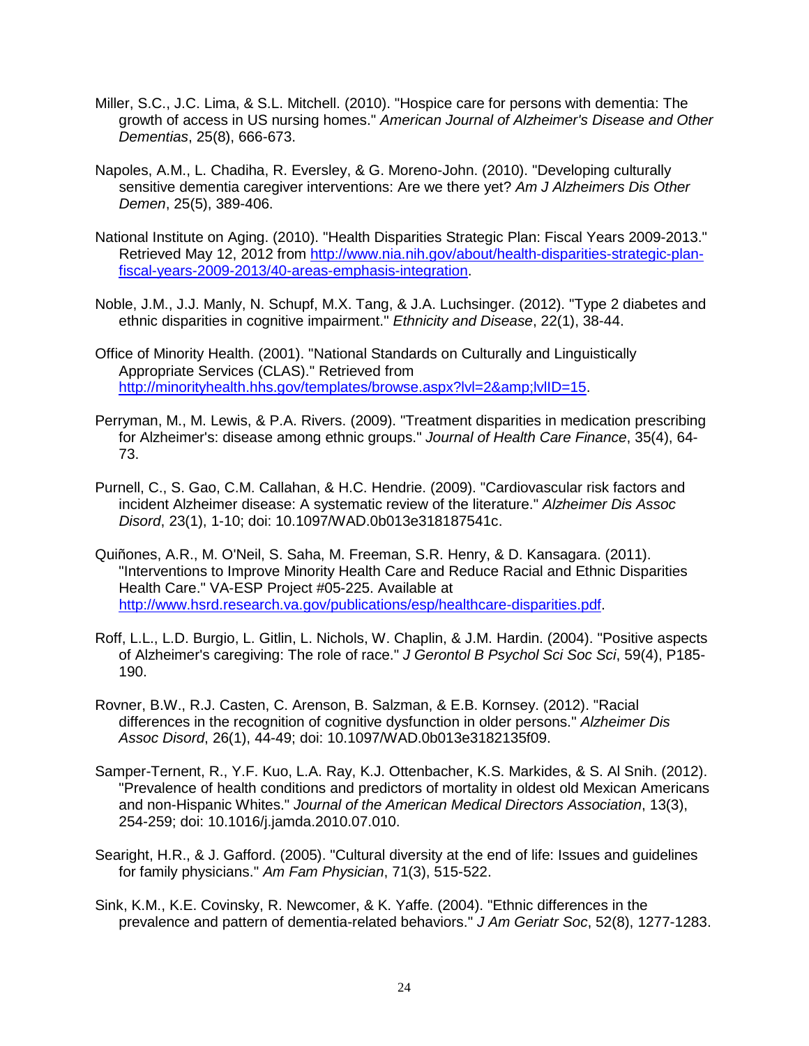Miller, S.C., J.C. Lima, & S.L. Mitchell. (2010). "Hospice care for persons with dementia: The growth of access in US nursing homes." *American Journal of Alzheimer's Disease and Other Dementias*, 25(8), 666-673.

Napoles, A.M., L. Chadiha, R. Eversley, & G. Moreno-John. (2010). "Developing culturally sensitive dementia caregiver interventions: Are we there yet? *Am J Alzheimers Dis Other Demen*, 25(5), 389-406.

National Institute on Aging. (2010). "Health Disparities Strategic Plan: Fiscal Years 2009-2013." Retrieved May 12, 2012 from [http://www.nia.nih.gov/about/health-disparities-strategic-plan-fiscal-years-2009-2013/40-areas-emphasis-integration](http://www.nia.nih.gov/about/health-disparities-strategic-plan-fiscal-years-2009-2013/40-areas-emphasis-integration).

Noble, J.M., J.J. Manly, N. Schupf, M.X. Tang, & J.A. Luchsinger. (2012). "Type 2 diabetes and ethnic disparities in cognitive impairment." *Ethnicity and Disease*, 22(1), 38-44.

Office of Minority Health. (2001). "National Standards on Culturally and Linguistically Appropriate Services (CLAS)." Retrieved from [http://minorityhealth.hhs.gov/templates/browse.aspx?lvl=2&amp;lvlID=15](http://minorityhealth.hhs.gov/templates/browse.aspx?lvl=2&amp;lvlID=15).

Perryman, M., M. Lewis, & P.A. Rivers. (2009). "Treatment disparities in medication prescribing for Alzheimer's: disease among ethnic groups." *Journal of Health Care Finance*, 35(4), 64-73.

Purnell, C., S. Gao, C.M. Callahan, & H.C. Hendrie. (2009). "Cardiovascular risk factors and incident Alzheimer disease: A systematic review of the literature." *Alzheimer Dis Assoc Disord*, 23(1), 1-10; doi: 10.1097/WAD.0b013e318187541c.

Quiñones, A.R., M. O'Neil, S. Saha, M. Freeman, S.R. Henry, & D. Kansagara. (2011). "Interventions to Improve Minority Health Care and Reduce Racial and Ethnic Disparities Health Care." VA-ESP Project #05-225. Available at [http://www.hsrd.research.va.gov/publications/esp/healthcare-disparities.pdf](http://www.hsrd.research.va.gov/publications/esp/healthcare-disparities.pdf).

Roff, L.L., L.D. Burgio, L. Gitlin, L. Nichols, W. Chaplin, & J.M. Hardin. (2004). "Positive aspects of Alzheimer's caregiving: The role of race." *J Gerontol B Psychol Sci Soc Sci*, 59(4), P185-190.

Rovner, B.W., R.J. Casten, C. Arenson, B. Salzman, & E.B. Kornsey. (2012). "Racial differences in the recognition of cognitive dysfunction in older persons." *Alzheimer Dis Assoc Disord*, 26(1), 44-49; doi: 10.1097/WAD.0b013e3182135f09.

Samper-Ternent, R., Y.F. Kuo, L.A. Ray, K.J. Ottenbacher, K.S. Markides, & S. Al Snih. (2012). "Prevalence of health conditions and predictors of mortality in oldest old Mexican Americans and non-Hispanic Whites." *Journal of the American Medical Directors Association*, 13(3), 254-259; doi: 10.1016/j.jamda.2010.07.010.

Searight, H.R., & J. Gafford. (2005). "Cultural diversity at the end of life: Issues and guidelines for family physicians." *Am Fam Physician*, 71(3), 515-522.

Sink, K.M., K.E. Covinsky, R. Newcomer, & K. Yaffe. (2004). "Ethnic differences in the prevalence and pattern of dementia-related behaviors." *J Am Geriatr Soc*, 52(8), 1277-1283.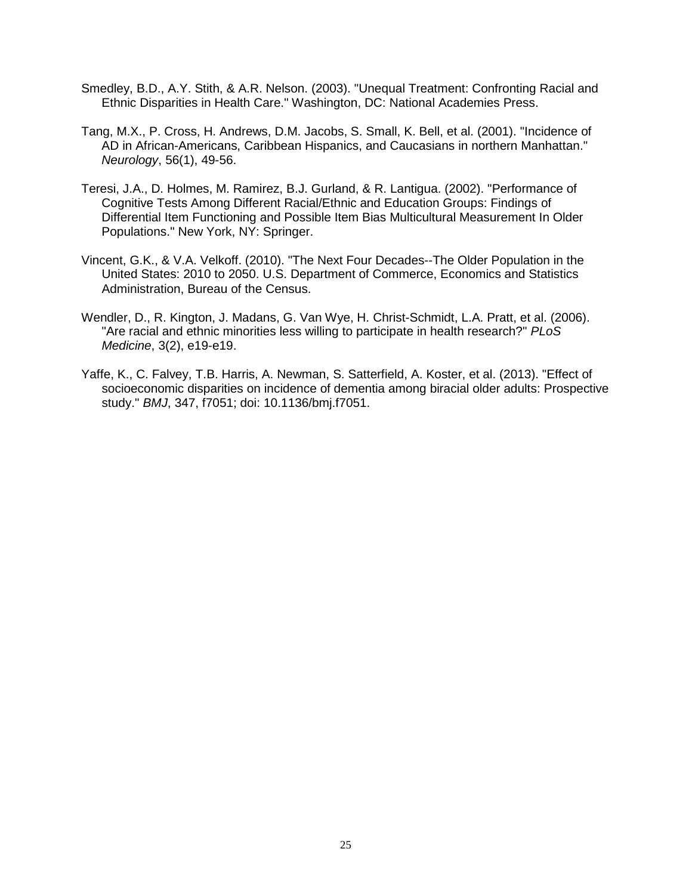Smedley, B.D., A.Y. Stith, & A.R. Nelson. (2003). "Unequal Treatment: Confronting Racial and Ethnic Disparities in Health Care." Washington, DC: National Academies Press.

Tang, M.X., P. Cross, H. Andrews, D.M. Jacobs, S. Small, K. Bell, et al. (2001). "Incidence of AD in African-Americans, Caribbean Hispanics, and Caucasians in northern Manhattan." *Neurology*, 56(1), 49-56.

Teresi, J.A., D. Holmes, M. Ramirez, B.J. Gurland, & R. Lantigua. (2002). "Performance of Cognitive Tests Among Different Racial/Ethnic and Education Groups: Findings of Differential Item Functioning and Possible Item Bias Multicultural Measurement In Older Populations." New York, NY: Springer.

Vincent, G.K., & V.A. Velkoff. (2010). "The Next Four Decades--The Older Population in the United States: 2010 to 2050. U.S. Department of Commerce, Economics and Statistics Administration, Bureau of the Census.

Wendler, D., R. Kington, J. Madans, G. Van Wye, H. Christ-Schmidt, L.A. Pratt, et al. (2006). "Are racial and ethnic minorities less willing to participate in health research?" *PLoS Medicine*, 3(2), e19-e19.

Yaffe, K., C. Falvey, T.B. Harris, A. Newman, S. Satterfield, A. Koster, et al. (2013). "Effect of socioeconomic disparities on incidence of dementia among biracial older adults: Prospective study." *BMJ*, 347, f7051; doi: 10.1136/bmj.f7051.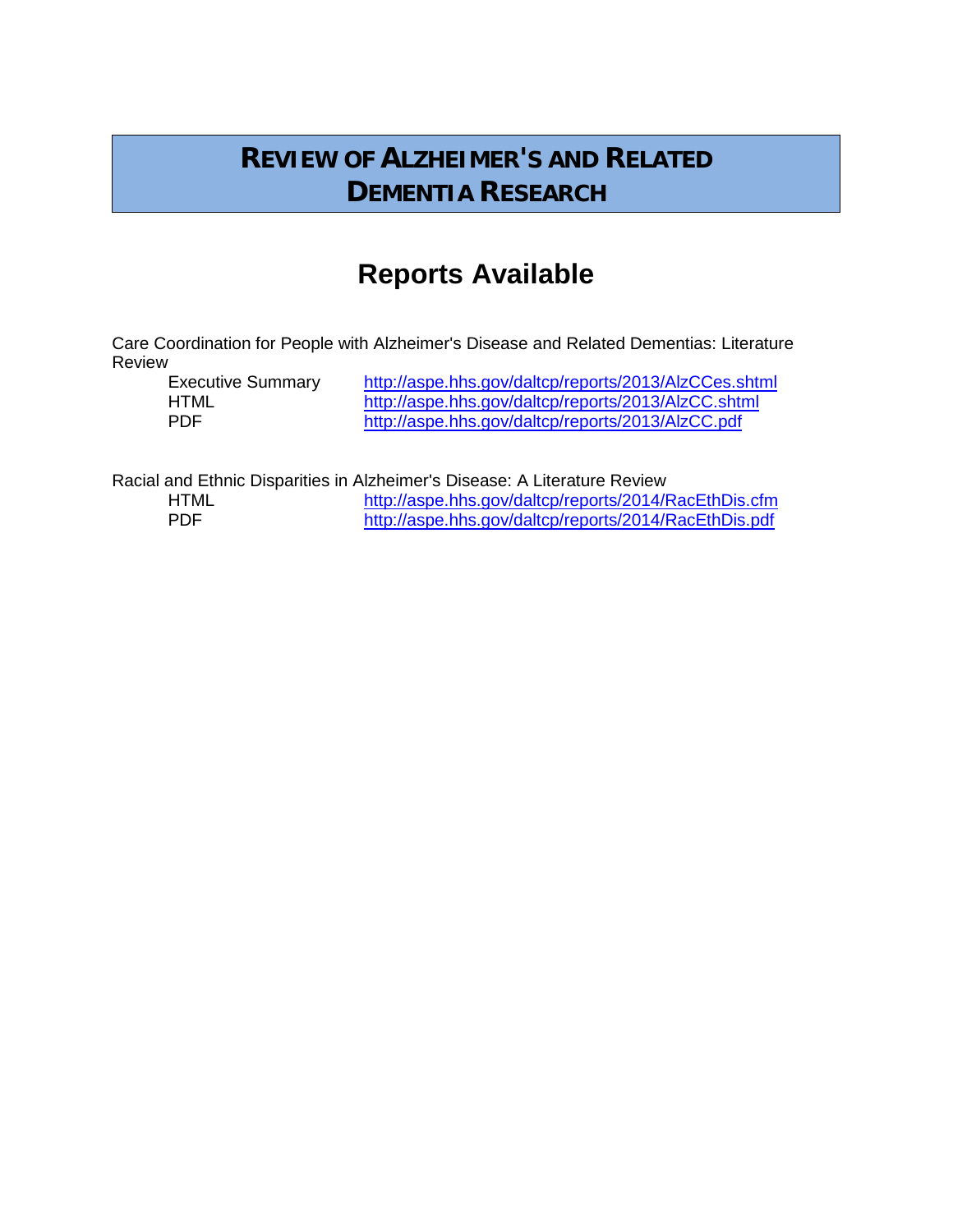# REVIEW OF ALZHEIMER'S AND RELATED DEMENTIA RESEARCH

## Reports Available

Care Coordination for People with Alzheimer's Disease and Related Dementias: Literature Review

| | |
|---|---|
| Executive Summary | http://aspe.hhs.gov/daltcp/reports/2013/AlzCCes.shtml |
| HTML | http://aspe.hhs.gov/daltcp/reports/2013/AlzCC.shtml |
| PDF | http://aspe.hhs.gov/daltcp/reports/2013/AlzCC.pdf |

Racial and Ethnic Disparities in Alzheimer's Disease: A Literature Review

| | |
|---|---|
| HTML | http://aspe.hhs.gov/daltcp/reports/2014/RacEthDis.cfm |
| PDF | http://aspe.hhs.gov/daltcp/reports/2014/RacEthDis.pdf |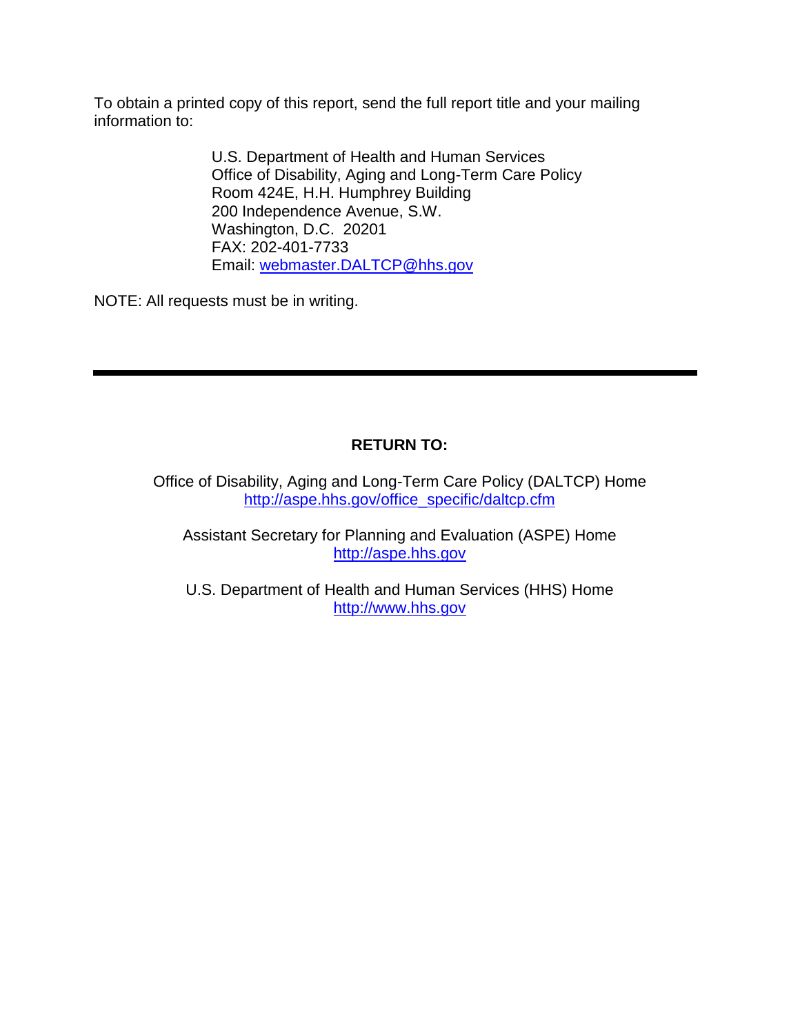To obtain a printed copy of this report, send the full report title and your mailing information to:

U.S. Department of Health and Human Services
Office of Disability, Aging and Long-Term Care Policy
Room 424E, H.H. Humphrey Building
200 Independence Avenue, S.W.
Washington, D.C. 20201
FAX: 202-401-7733
Email: webmaster.DALTCP@hhs.gov

NOTE: All requests must be in writing.

---

**RETURN TO:**

Office of Disability, Aging and Long-Term Care Policy (DALTCP) Home
http://aspe.hhs.gov/office_specific/daltcp.cfm

Assistant Secretary for Planning and Evaluation (ASPE) Home
http://aspe.hhs.gov

U.S. Department of Health and Human Services (HHS) Home
http://www.hhs.gov